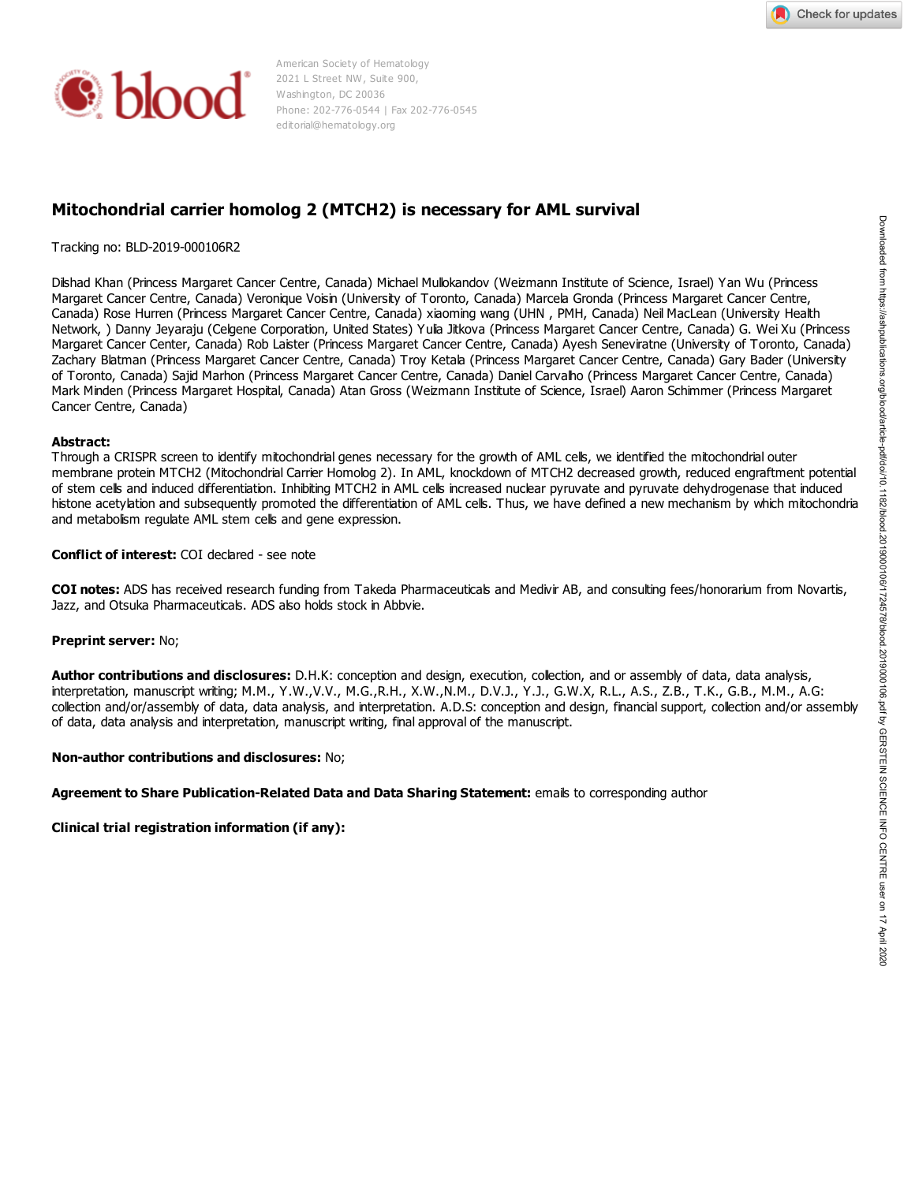American Society of Hematology
2021 L Street NW, Suite 900,
Washington, DC 20036
Phone: 202-776-0544 | Fax 202-776-0545
editorial@hematology.org

# Mitochondrial carrier homolog 2 (MTCH2) is necessary for AML survival

Tracking no: BLD-2019-000106R2

Dilshad Khan (Princess Margaret Cancer Centre, Canada) Michael Mullokandov (Weizmann Institute of Science, Israel) Yan Wu (Princess Margaret Cancer Centre, Canada) Veronique Voisin (University of Toronto, Canada) Marcela Gronda (Princess Margaret Cancer Centre, Canada) Rose Hurren (Princess Margaret Cancer Centre, Canada) xiaoming wang (UHN , PMH, Canada) Neil MacLean (University Health Network, ) Danny Jeyaraju (Celgene Corporation, United States) Yulia Jitkova (Princess Margaret Cancer Centre, Canada) G. Wei Xu (Princess Margaret Cancer Center, Canada) Rob Laister (Princess Margaret Cancer Centre, Canada) Ayesh Seneviratne (University of Toronto, Canada) Zachary Blatman (Princess Margaret Cancer Centre, Canada) Troy Ketala (Princess Margaret Cancer Centre, Canada) Gary Bader (University of Toronto, Canada) Sajid Marhon (Princess Margaret Cancer Centre, Canada) Daniel Carvalho (Princess Margaret Cancer Centre, Canada) Mark Minden (Princess Margaret Hospital, Canada) Atan Gross (Weizmann Institute of Science, Israel) Aaron Schimmer (Princess Margaret Cancer Centre, Canada)

**Abstract:**
Through a CRISPR screen to identify mitochondrial genes necessary for the growth of AML cells, we identified the mitochondrial outer membrane protein MTCH2 (Mitochondrial Carrier Homolog 2). In AML, knockdown of MTCH2 decreased growth, reduced engraftment potential of stem cells and induced differentiation. Inhibiting MTCH2 in AML cells increased nuclear pyruvate and pyruvate dehydrogenase that induced histone acetylation and subsequently promoted the differentiation of AML cells. Thus, we have defined a new mechanism by which mitochondria and metabolism regulate AML stem cells and gene expression.

**Conflict of interest:** COI declared - see note

**COI notes:** ADS has received research funding from Takeda Pharmaceuticals and Medivir AB, and consulting fees/honorarium from Novartis, Jazz, and Otsuka Pharmaceuticals. ADS also holds stock in Abbvie.

**Preprint server:** No;

**Author contributions and disclosures:** D.H.K: conception and design, execution, collection, and or assembly of data, data analysis, interpretation, manuscript writing; M.M., Y.W.,V.V., M.G.,R.H., X.W.,N.M., D.V.J., Y.J., G.W.X, R.L., A.S., Z.B., T.K., G.B., M.M., A.G: collection and/or/assembly of data, data analysis, and interpretation. A.D.S: conception and design, financial support, collection and/or assembly of data, data analysis and interpretation, manuscript writing, final approval of the manuscript.

**Non-author contributions and disclosures:** No;

**Agreement to Share Publication-Related Data and Data Sharing Statement:** emails to corresponding author

**Clinical trial registration information (if any):**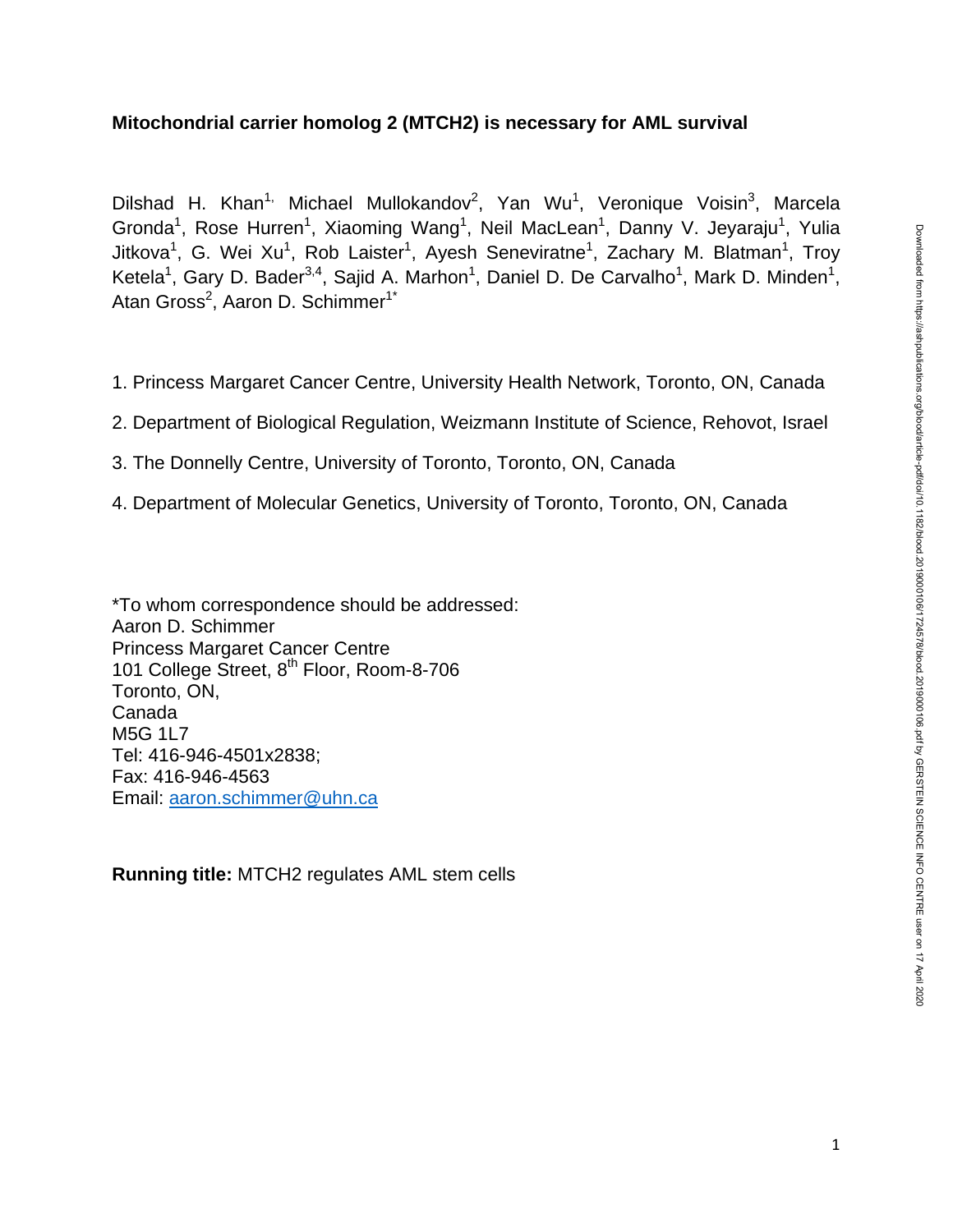**Mitochondrial carrier homolog 2 (MTCH2) is necessary for AML survival**

Dilshad H. Khan[1,] Michael Mullokandov[2], Yan Wu[1], Veronique Voisin[3], Marcela Gronda[1], Rose Hurren[1], Xiaoming Wang[1], Neil MacLean[1], Danny V. Jeyaraju[1], Yulia Jitkova[1], G. Wei Xu[1], Rob Laister[1], Ayesh Seneviratne[1], Zachary M. Blatman[1], Troy Ketela[1], Gary D. Bader[3,4], Sajid A. Marhon[1], Daniel D. De Carvalho[1], Mark D. Minden[1], Atan Gross[2], Aaron D. Schimmer[1*]

1. Princess Margaret Cancer Centre, University Health Network, Toronto, ON, Canada
2. Department of Biological Regulation, Weizmann Institute of Science, Rehovot, Israel
3. The Donnelly Centre, University of Toronto, Toronto, ON, Canada
4. Department of Molecular Genetics, University of Toronto, Toronto, ON, Canada

*To whom correspondence should be addressed:
Aaron D. Schimmer
Princess Margaret Cancer Centre
101 College Street, 8th Floor, Room-8-706
Toronto, ON,
Canada
M5G 1L7
Tel: 416-946-4501x2838;
Fax: 416-946-4563
Email: aaron.schimmer@uhn.ca

**Running title:** MTCH2 regulates AML stem cells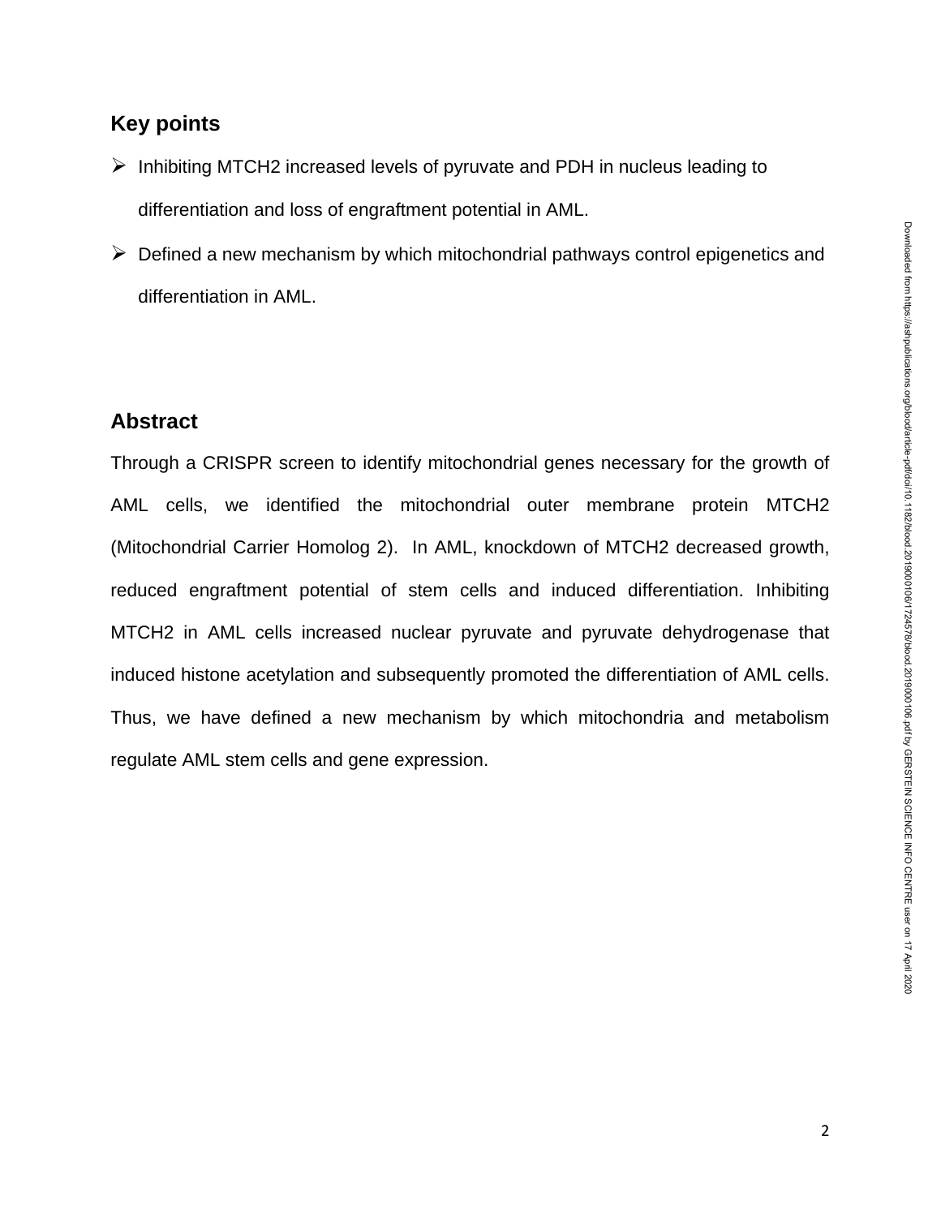## Key points

- Inhibiting MTCH2 increased levels of pyruvate and PDH in nucleus leading to differentiation and loss of engraftment potential in AML.
- Defined a new mechanism by which mitochondrial pathways control epigenetics and differentiation in AML.

## Abstract

Through a CRISPR screen to identify mitochondrial genes necessary for the growth of AML cells, we identified the mitochondrial outer membrane protein MTCH2 (Mitochondrial Carrier Homolog 2). In AML, knockdown of MTCH2 decreased growth, reduced engraftment potential of stem cells and induced differentiation. Inhibiting MTCH2 in AML cells increased nuclear pyruvate and pyruvate dehydrogenase that induced histone acetylation and subsequently promoted the differentiation of AML cells. Thus, we have defined a new mechanism by which mitochondria and metabolism regulate AML stem cells and gene expression.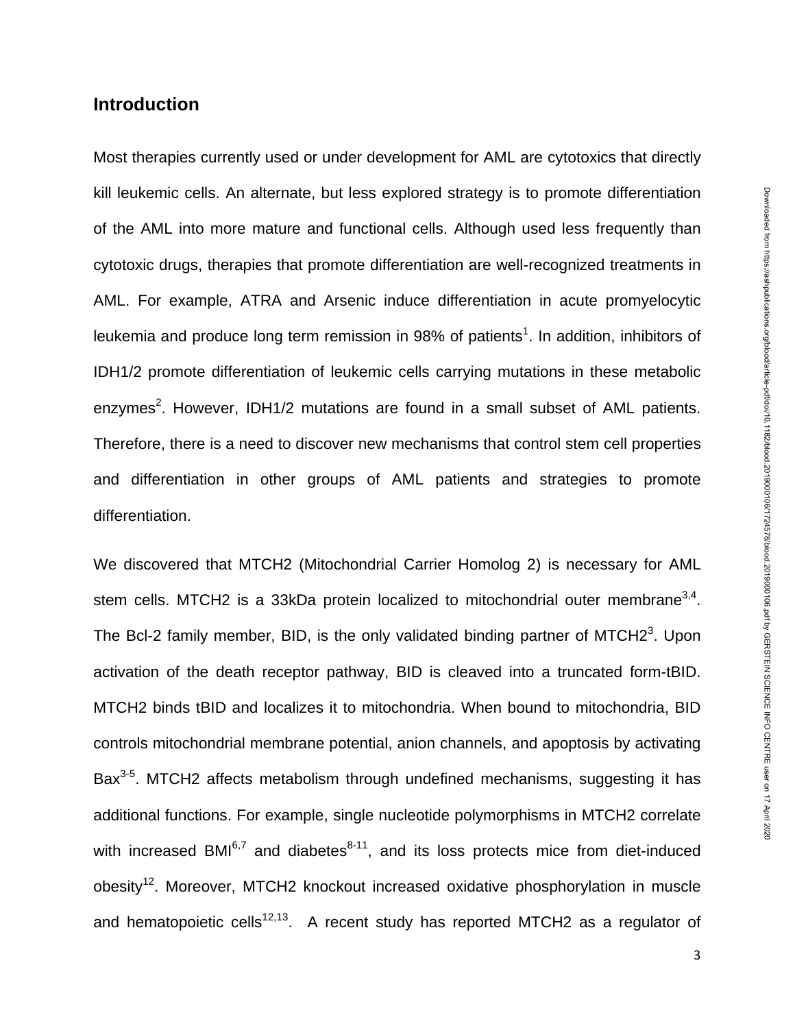## Introduction

Most therapies currently used or under development for AML are cytotoxics that directly kill leukemic cells. An alternate, but less explored strategy is to promote differentiation of the AML into more mature and functional cells. Although used less frequently than cytotoxic drugs, therapies that promote differentiation are well-recognized treatments in AML. For example, ATRA and Arsenic induce differentiation in acute promyelocytic leukemia and produce long term remission in 98% of patients[1]. In addition, inhibitors of IDH1/2 promote differentiation of leukemic cells carrying mutations in these metabolic enzymes[2]. However, IDH1/2 mutations are found in a small subset of AML patients. Therefore, there is a need to discover new mechanisms that control stem cell properties and differentiation in other groups of AML patients and strategies to promote differentiation.

We discovered that MTCH2 (Mitochondrial Carrier Homolog 2) is necessary for AML stem cells. MTCH2 is a 33kDa protein localized to mitochondrial outer membrane[3,4]. The Bcl-2 family member, BID, is the only validated binding partner of MTCH2[3]. Upon activation of the death receptor pathway, BID is cleaved into a truncated form-tBID. MTCH2 binds tBID and localizes it to mitochondria. When bound to mitochondria, BID controls mitochondrial membrane potential, anion channels, and apoptosis by activating Bax[3-5]. MTCH2 affects metabolism through undefined mechanisms, suggesting it has additional functions. For example, single nucleotide polymorphisms in MTCH2 correlate with increased BMI[6,7] and diabetes[8-11], and its loss protects mice from diet-induced obesity[12]. Moreover, MTCH2 knockout increased oxidative phosphorylation in muscle and hematopoietic cells[12,13]. A recent study has reported MTCH2 as a regulator of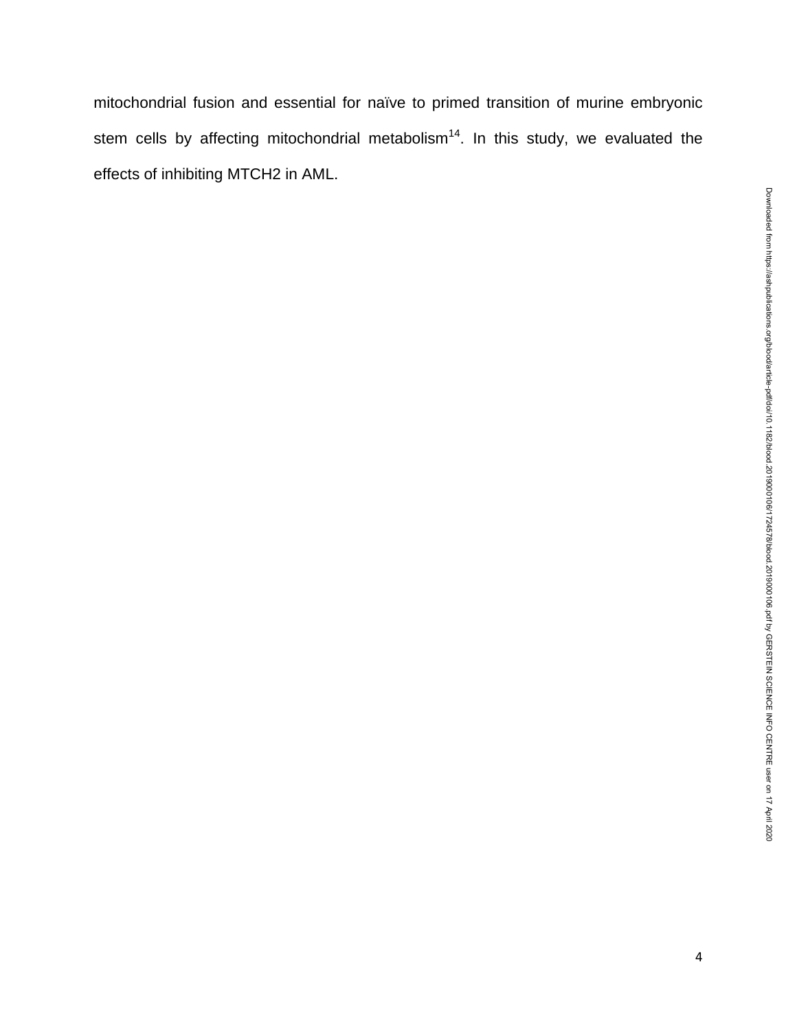mitochondrial fusion and essential for naïve to primed transition of murine embryonic stem cells by affecting mitochondrial metabolism[14]. In this study, we evaluated the effects of inhibiting MTCH2 in AML.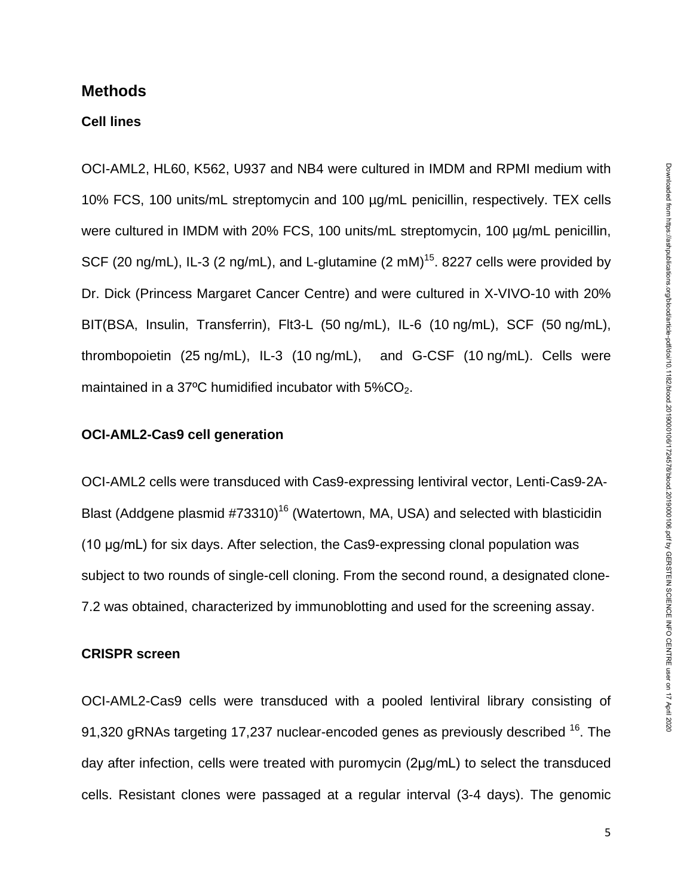## Methods

### Cell lines

OCI-AML2, HL60, K562, U937 and NB4 were cultured in IMDM and RPMI medium with 10% FCS, 100 units/mL streptomycin and 100 µg/mL penicillin, respectively. TEX cells were cultured in IMDM with 20% FCS, 100 units/mL streptomycin, 100 µg/mL penicillin, SCF (20 ng/mL), IL-3 (2 ng/mL), and L-glutamine (2 mM)[15]. 8227 cells were provided by Dr. Dick (Princess Margaret Cancer Centre) and were cultured in X-VIVO-10 with 20% BIT(BSA, Insulin, Transferrin), Flt3-L (50 ng/mL), IL-6 (10 ng/mL), SCF (50 ng/mL), thrombopoietin (25 ng/mL), IL-3 (10 ng/mL), and G-CSF (10 ng/mL). Cells were maintained in a 37ºC humidified incubator with 5%$CO_2$.

### OCI-AML2-Cas9 cell generation

OCI-AML2 cells were transduced with Cas9-expressing lentiviral vector, Lenti-Cas9-2A-Blast (Addgene plasmid #73310)[16] (Watertown, MA, USA) and selected with blasticidin (10 µg/mL) for six days. After selection, the Cas9-expressing clonal population was subject to two rounds of single-cell cloning. From the second round, a designated clone-7.2 was obtained, characterized by immunoblotting and used for the screening assay.

### CRISPR screen

OCI-AML2-Cas9 cells were transduced with a pooled lentiviral library consisting of 91,320 gRNAs targeting 17,237 nuclear-encoded genes as previously described [16]. The day after infection, cells were treated with puromycin (2µg/mL) to select the transduced cells. Resistant clones were passaged at a regular interval (3-4 days). The genomic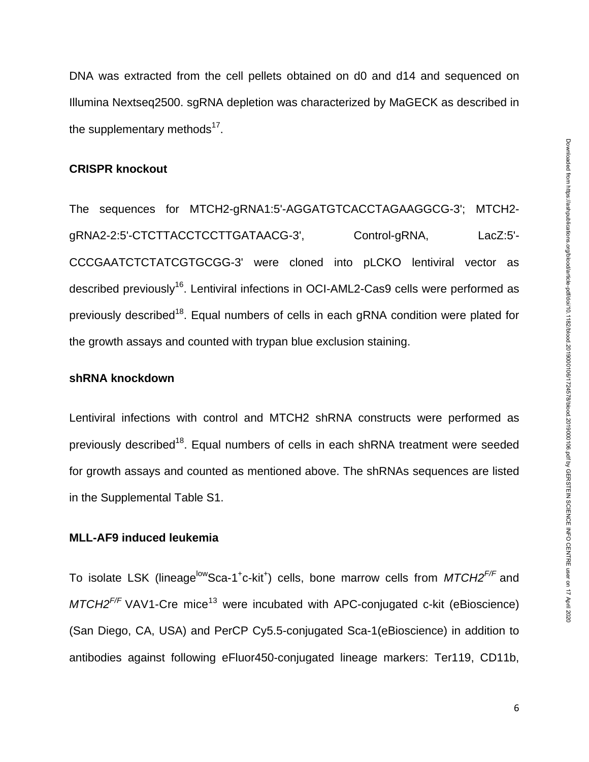DNA was extracted from the cell pellets obtained on d0 and d14 and sequenced on Illumina Nextseq2500. sgRNA depletion was characterized by MaGECK as described in the supplementary methods[17].

**CRISPR knockout**

The sequences for MTCH2-gRNA1:5'-AGGATGTCACCTAGAAGGCG-3'; MTCH2-gRNA2-2:5'-CTCTTACCTCCTTGATAACG-3', Control-gRNA, LacZ:5'-CCCGAATCTCTATCGTGCGG-3' were cloned into pLCKO lentiviral vector as described previously[16]. Lentiviral infections in OCI-AML2-Cas9 cells were performed as previously described[18]. Equal numbers of cells in each gRNA condition were plated for the growth assays and counted with trypan blue exclusion staining.

**shRNA knockdown**

Lentiviral infections with control and MTCH2 shRNA constructs were performed as previously described[18]. Equal numbers of cells in each shRNA treatment were seeded for growth assays and counted as mentioned above. The shRNAs sequences are listed in the Supplemental Table S1.

**MLL-AF9 induced leukemia**

To isolate LSK (lineage$^{low}$Sca-1$^{+}$c-kit$^{+}$) cells, bone marrow cells from *MTCH2$^{F/F}$* and *MTCH2$^{F/F}$* VAV1-Cre mice[13] were incubated with APC-conjugated c-kit (eBioscience) (San Diego, CA, USA) and PerCP Cy5.5-conjugated Sca-1(eBioscience) in addition to antibodies against following eFluor450-conjugated lineage markers: Ter119, CD11b,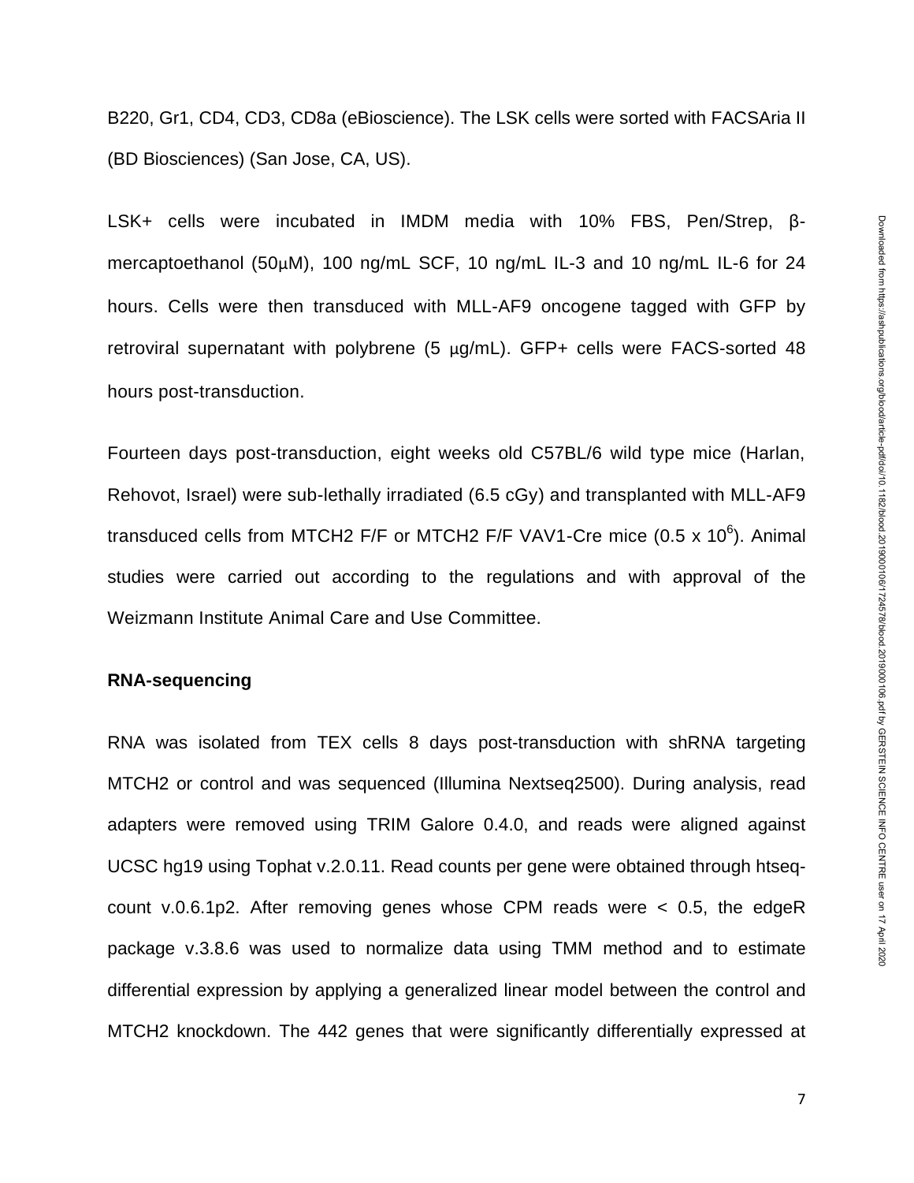B220, Gr1, CD4, CD3, CD8a (eBioscience). The LSK cells were sorted with FACSAria II (BD Biosciences) (San Jose, CA, US).

LSK+ cells were incubated in IMDM media with 10% FBS, Pen/Strep, β-mercaptoethanol (50μM), 100 ng/mL SCF, 10 ng/mL IL-3 and 10 ng/mL IL-6 for 24 hours. Cells were then transduced with MLL-AF9 oncogene tagged with GFP by retroviral supernatant with polybrene (5 μg/mL). GFP+ cells were FACS-sorted 48 hours post-transduction.

Fourteen days post-transduction, eight weeks old C57BL/6 wild type mice (Harlan, Rehovot, Israel) were sub-lethally irradiated (6.5 cGy) and transplanted with MLL-AF9 transduced cells from MTCH2 F/F or MTCH2 F/F VAV1-Cre mice ($0.5 \times 10^6$). Animal studies were carried out according to the regulations and with approval of the Weizmann Institute Animal Care and Use Committee.

**RNA-sequencing**

RNA was isolated from TEX cells 8 days post-transduction with shRNA targeting MTCH2 or control and was sequenced (Illumina Nextseq2500). During analysis, read adapters were removed using TRIM Galore 0.4.0, and reads were aligned against UCSC hg19 using Tophat v.2.0.11. Read counts per gene were obtained through htseq-count v.0.6.1p2. After removing genes whose CPM reads were < 0.5, the edgeR package v.3.8.6 was used to normalize data using TMM method and to estimate differential expression by applying a generalized linear model between the control and MTCH2 knockdown. The 442 genes that were significantly differentially expressed at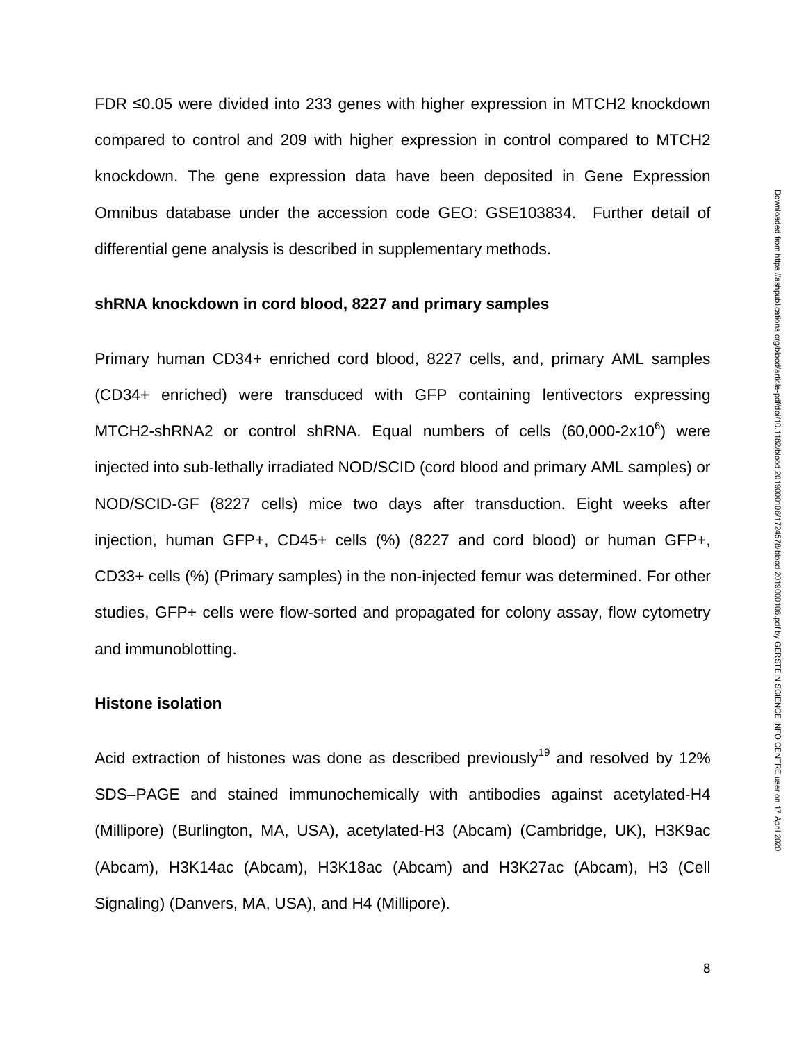FDR ≤0.05 were divided into 233 genes with higher expression in MTCH2 knockdown compared to control and 209 with higher expression in control compared to MTCH2 knockdown. The gene expression data have been deposited in Gene Expression Omnibus database under the accession code GEO: GSE103834. Further detail of differential gene analysis is described in supplementary methods.

**shRNA knockdown in cord blood, 8227 and primary samples**

Primary human CD34+ enriched cord blood, 8227 cells, and, primary AML samples (CD34+ enriched) were transduced with GFP containing lentivectors expressing MTCH2-shRNA2 or control shRNA. Equal numbers of cells (60,000-2x$10^6$) were injected into sub-lethally irradiated NOD/SCID (cord blood and primary AML samples) or NOD/SCID-GF (8227 cells) mice two days after transduction. Eight weeks after injection, human GFP+, CD45+ cells (%) (8227 and cord blood) or human GFP+, CD33+ cells (%) (Primary samples) in the non-injected femur was determined. For other studies, GFP+ cells were flow-sorted and propagated for colony assay, flow cytometry and immunoblotting.

**Histone isolation**

Acid extraction of histones was done as described previously[19] and resolved by 12% SDS–PAGE and stained immunochemically with antibodies against acetylated-H4 (Millipore) (Burlington, MA, USA), acetylated-H3 (Abcam) (Cambridge, UK), H3K9ac (Abcam), H3K14ac (Abcam), H3K18ac (Abcam) and H3K27ac (Abcam), H3 (Cell Signaling) (Danvers, MA, USA), and H4 (Millipore).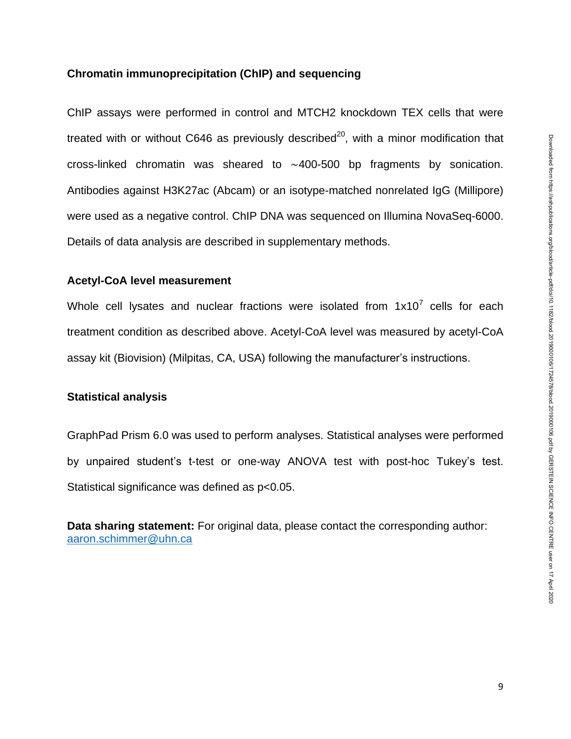**Chromatin immunoprecipitation (ChIP) and sequencing**

ChIP assays were performed in control and MTCH2 knockdown TEX cells that were treated with or without C646 as previously described[20], with a minor modification that cross-linked chromatin was sheared to ∼400-500 bp fragments by sonication. Antibodies against H3K27ac (Abcam) or an isotype-matched nonrelated IgG (Millipore) were used as a negative control. ChIP DNA was sequenced on Illumina NovaSeq-6000. Details of data analysis are described in supplementary methods.

**Acetyl-CoA level measurement**

Whole cell lysates and nuclear fractions were isolated from $1 \times 10^7$ cells for each treatment condition as described above. Acetyl-CoA level was measured by acetyl-CoA assay kit (Biovision) (Milpitas, CA, USA) following the manufacturer's instructions.

**Statistical analysis**

GraphPad Prism 6.0 was used to perform analyses. Statistical analyses were performed by unpaired student's t-test or one-way ANOVA test with post-hoc Tukey's test. Statistical significance was defined as $p<0.05$.

**Data sharing statement:** For original data, please contact the corresponding author: aaron.schimmer@uhn.ca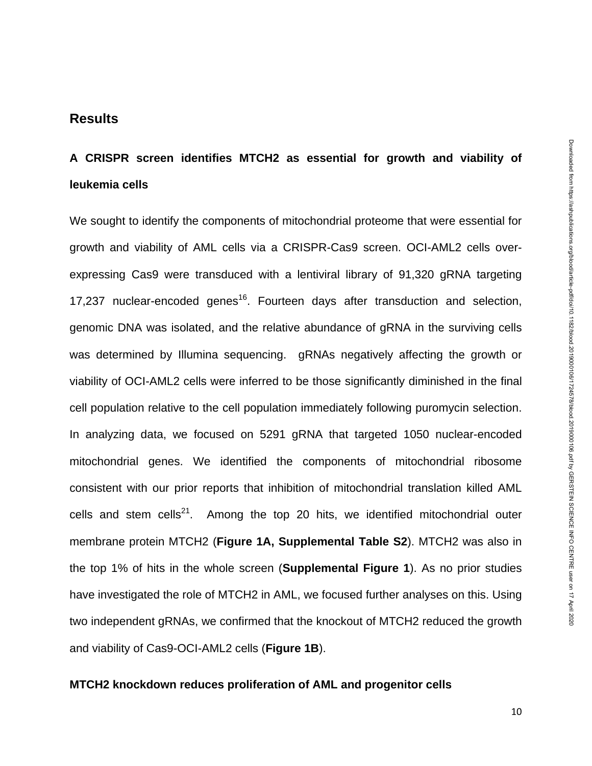## Results

### A CRISPR screen identifies MTCH2 as essential for growth and viability of leukemia cells

We sought to identify the components of mitochondrial proteome that were essential for growth and viability of AML cells via a CRISPR-Cas9 screen. OCI-AML2 cells over-expressing Cas9 were transduced with a lentiviral library of 91,320 gRNA targeting 17,237 nuclear-encoded genes[16]. Fourteen days after transduction and selection, genomic DNA was isolated, and the relative abundance of gRNA in the surviving cells was determined by Illumina sequencing. gRNAs negatively affecting the growth or viability of OCI-AML2 cells were inferred to be those significantly diminished in the final cell population relative to the cell population immediately following puromycin selection. In analyzing data, we focused on 5291 gRNA that targeted 1050 nuclear-encoded mitochondrial genes. We identified the components of mitochondrial ribosome consistent with our prior reports that inhibition of mitochondrial translation killed AML cells and stem cells[21]. Among the top 20 hits, we identified mitochondrial outer membrane protein MTCH2 (**Figure 1A, Supplemental Table S2**). MTCH2 was also in the top 1% of hits in the whole screen (**Supplemental Figure 1**). As no prior studies have investigated the role of MTCH2 in AML, we focused further analyses on this. Using two independent gRNAs, we confirmed that the knockout of MTCH2 reduced the growth and viability of Cas9-OCI-AML2 cells (**Figure 1B**).

### MTCH2 knockdown reduces proliferation of AML and progenitor cells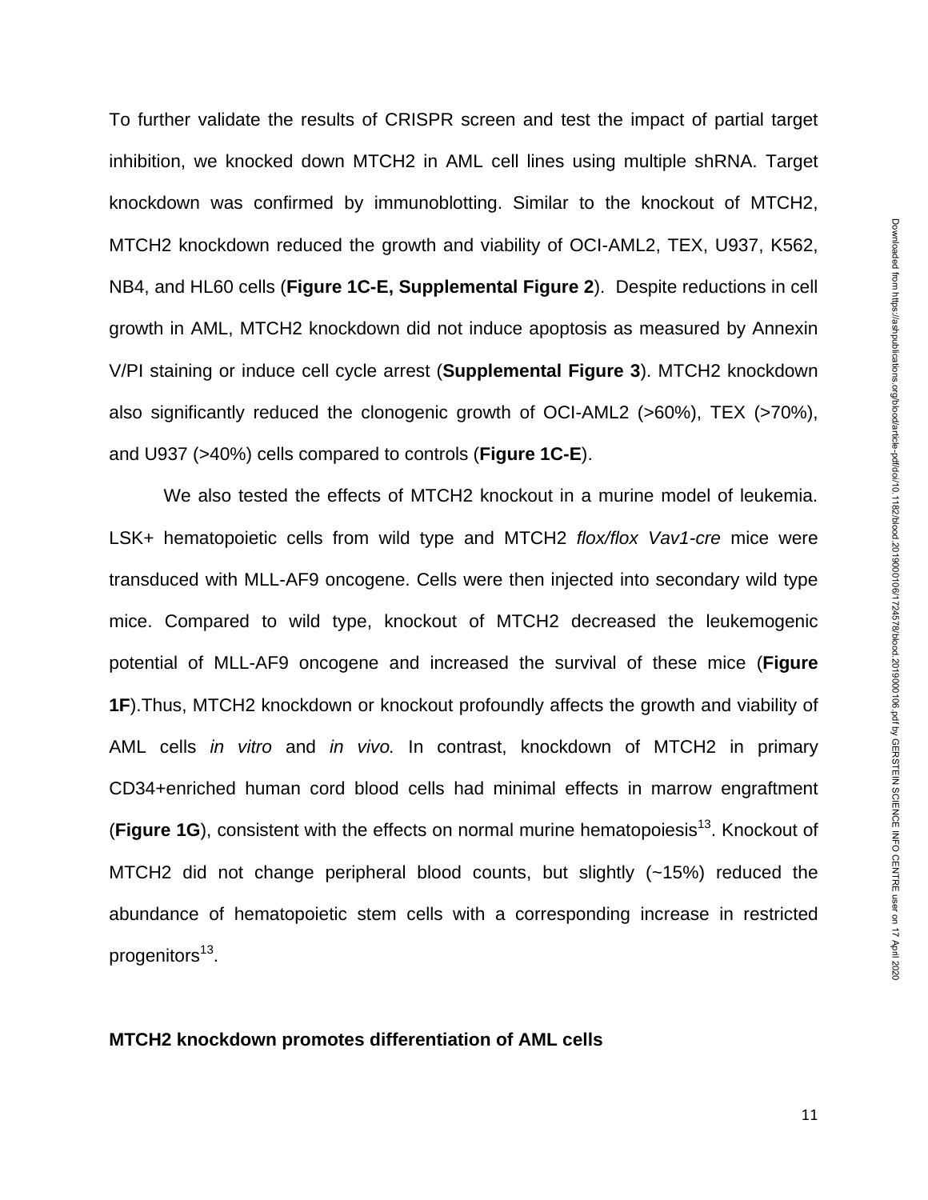To further validate the results of CRISPR screen and test the impact of partial target inhibition, we knocked down MTCH2 in AML cell lines using multiple shRNA. Target knockdown was confirmed by immunoblotting. Similar to the knockout of MTCH2, MTCH2 knockdown reduced the growth and viability of OCI-AML2, TEX, U937, K562, NB4, and HL60 cells (**Figure 1C-E, Supplemental Figure 2**). Despite reductions in cell growth in AML, MTCH2 knockdown did not induce apoptosis as measured by Annexin V/PI staining or induce cell cycle arrest (**Supplemental Figure 3**). MTCH2 knockdown also significantly reduced the clonogenic growth of OCI-AML2 (>60%), TEX (>70%), and U937 (>40%) cells compared to controls (**Figure 1C-E**).

We also tested the effects of MTCH2 knockout in a murine model of leukemia. LSK+ hematopoietic cells from wild type and MTCH2 *flox/flox Vav1-cre* mice were transduced with MLL-AF9 oncogene. Cells were then injected into secondary wild type mice. Compared to wild type, knockout of MTCH2 decreased the leukemogenic potential of MLL-AF9 oncogene and increased the survival of these mice (**Figure 1F**).Thus, MTCH2 knockdown or knockout profoundly affects the growth and viability of AML cells *in vitro* and *in vivo.* In contrast, knockdown of MTCH2 in primary CD34+enriched human cord blood cells had minimal effects in marrow engraftment (**Figure 1G**), consistent with the effects on normal murine hematopoiesis[13]. Knockout of MTCH2 did not change peripheral blood counts, but slightly (~15%) reduced the abundance of hematopoietic stem cells with a corresponding increase in restricted progenitors[13].

**MTCH2 knockdown promotes differentiation of AML cells**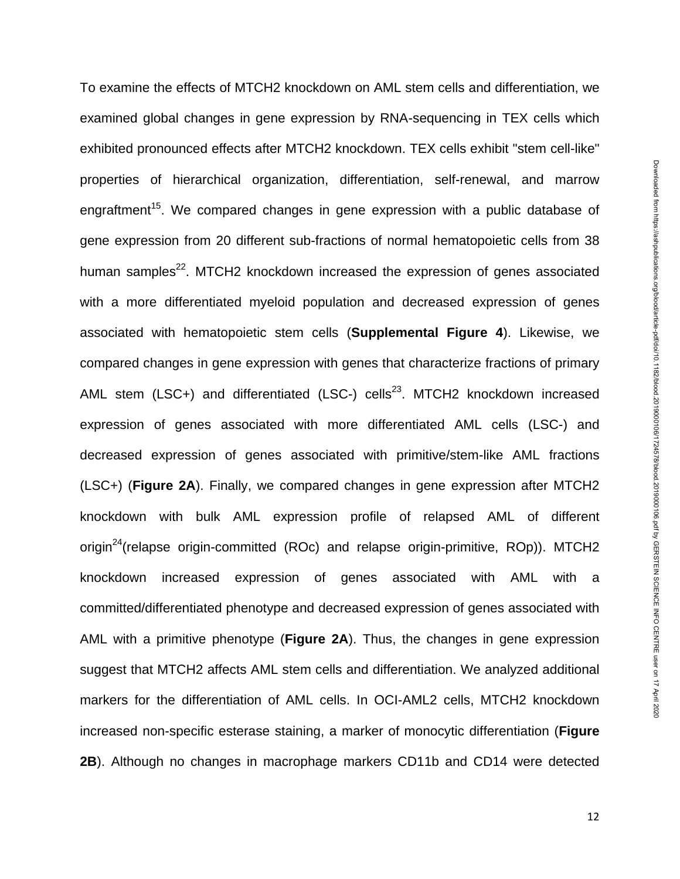To examine the effects of MTCH2 knockdown on AML stem cells and differentiation, we examined global changes in gene expression by RNA-sequencing in TEX cells which exhibited pronounced effects after MTCH2 knockdown. TEX cells exhibit "stem cell-like" properties of hierarchical organization, differentiation, self-renewal, and marrow engraftment[15]. We compared changes in gene expression with a public database of gene expression from 20 different sub-fractions of normal hematopoietic cells from 38 human samples[22]. MTCH2 knockdown increased the expression of genes associated with a more differentiated myeloid population and decreased expression of genes associated with hematopoietic stem cells (**Supplemental Figure 4**). Likewise, we compared changes in gene expression with genes that characterize fractions of primary AML stem (LSC+) and differentiated (LSC-) cells[23]. MTCH2 knockdown increased expression of genes associated with more differentiated AML cells (LSC-) and decreased expression of genes associated with primitive/stem-like AML fractions (LSC+) (**Figure 2A**). Finally, we compared changes in gene expression after MTCH2 knockdown with bulk AML expression profile of relapsed AML of different origin[24](relapse origin-committed (ROc) and relapse origin-primitive, ROp)). MTCH2 knockdown increased expression of genes associated with AML with a committed/differentiated phenotype and decreased expression of genes associated with AML with a primitive phenotype (**Figure 2A**). Thus, the changes in gene expression suggest that MTCH2 affects AML stem cells and differentiation. We analyzed additional markers for the differentiation of AML cells. In OCI-AML2 cells, MTCH2 knockdown increased non-specific esterase staining, a marker of monocytic differentiation (**Figure 2B**). Although no changes in macrophage markers CD11b and CD14 were detected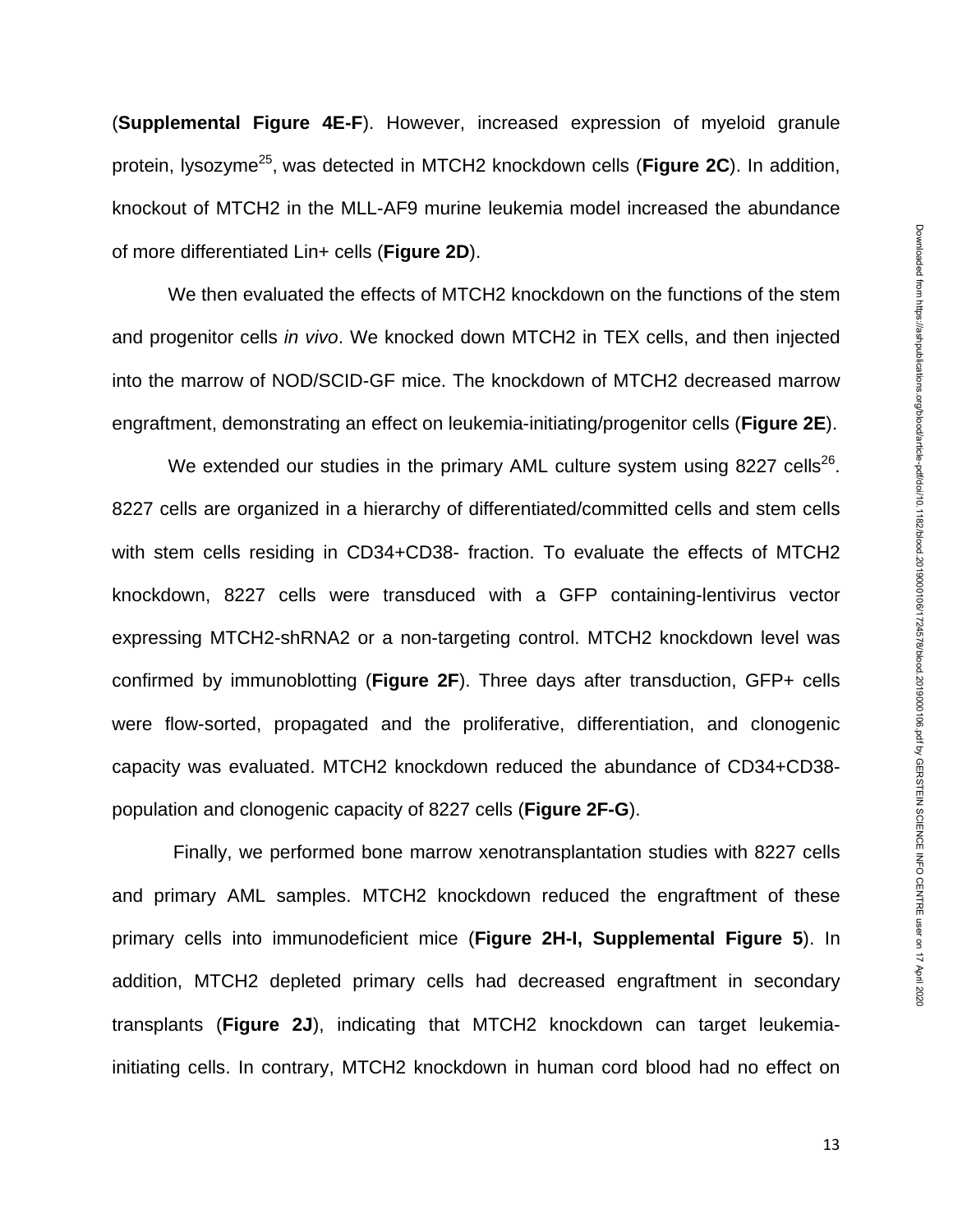(**Supplemental Figure 4E-F**). However, increased expression of myeloid granule protein, lysozyme[25], was detected in MTCH2 knockdown cells (**Figure 2C**). In addition, knockout of MTCH2 in the MLL-AF9 murine leukemia model increased the abundance of more differentiated Lin+ cells (**Figure 2D**).

We then evaluated the effects of MTCH2 knockdown on the functions of the stem and progenitor cells *in vivo*. We knocked down MTCH2 in TEX cells, and then injected into the marrow of NOD/SCID-GF mice. The knockdown of MTCH2 decreased marrow engraftment, demonstrating an effect on leukemia-initiating/progenitor cells (**Figure 2E**).

We extended our studies in the primary AML culture system using 8227 cells[26]. 8227 cells are organized in a hierarchy of differentiated/committed cells and stem cells with stem cells residing in CD34+CD38- fraction. To evaluate the effects of MTCH2 knockdown, 8227 cells were transduced with a GFP containing-lentivirus vector expressing MTCH2-shRNA2 or a non-targeting control. MTCH2 knockdown level was confirmed by immunoblotting (**Figure 2F**). Three days after transduction, GFP+ cells were flow-sorted, propagated and the proliferative, differentiation, and clonogenic capacity was evaluated. MTCH2 knockdown reduced the abundance of CD34+CD38- population and clonogenic capacity of 8227 cells (**Figure 2F-G**).

Finally, we performed bone marrow xenotransplantation studies with 8227 cells and primary AML samples. MTCH2 knockdown reduced the engraftment of these primary cells into immunodeficient mice (**Figure 2H-I, Supplemental Figure 5**). In addition, MTCH2 depleted primary cells had decreased engraftment in secondary transplants (**Figure 2J**), indicating that MTCH2 knockdown can target leukemia-initiating cells. In contrary, MTCH2 knockdown in human cord blood had no effect on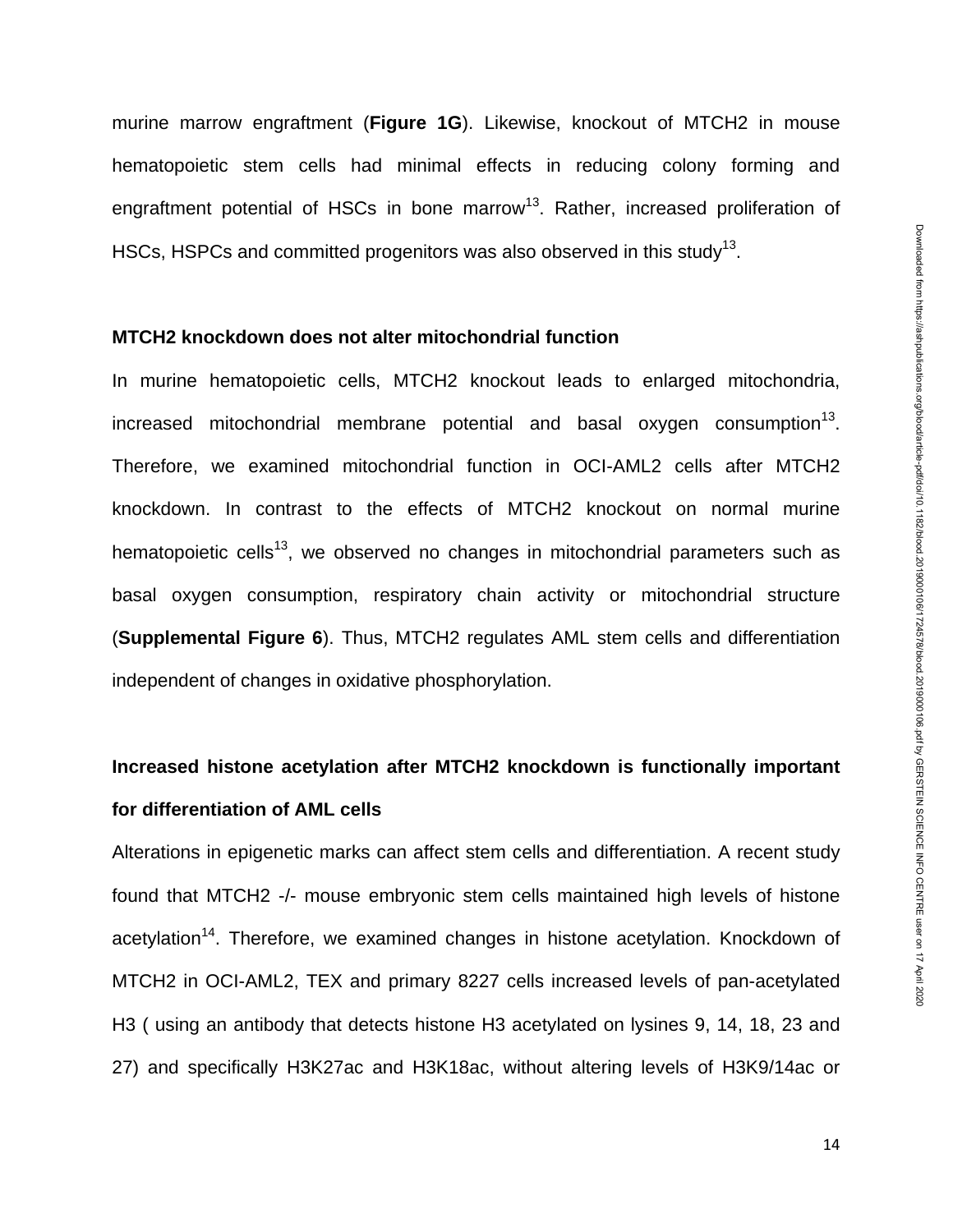murine marrow engraftment (**Figure 1G**). Likewise, knockout of MTCH2 in mouse hematopoietic stem cells had minimal effects in reducing colony forming and engraftment potential of HSCs in bone marrow[13]. Rather, increased proliferation of HSCs, HSPCs and committed progenitors was also observed in this study[13].

**MTCH2 knockdown does not alter mitochondrial function**

In murine hematopoietic cells, MTCH2 knockout leads to enlarged mitochondria, increased mitochondrial membrane potential and basal oxygen consumption[13]. Therefore, we examined mitochondrial function in OCI-AML2 cells after MTCH2 knockdown. In contrast to the effects of MTCH2 knockout on normal murine hematopoietic cells[13], we observed no changes in mitochondrial parameters such as basal oxygen consumption, respiratory chain activity or mitochondrial structure (**Supplemental Figure 6**). Thus, MTCH2 regulates AML stem cells and differentiation independent of changes in oxidative phosphorylation.

**Increased histone acetylation after MTCH2 knockdown is functionally important for differentiation of AML cells**

Alterations in epigenetic marks can affect stem cells and differentiation. A recent study found that MTCH2 -/- mouse embryonic stem cells maintained high levels of histone acetylation[14]. Therefore, we examined changes in histone acetylation. Knockdown of MTCH2 in OCI-AML2, TEX and primary 8227 cells increased levels of pan-acetylated H3 ( using an antibody that detects histone H3 acetylated on lysines 9, 14, 18, 23 and 27) and specifically H3K27ac and H3K18ac, without altering levels of H3K9/14ac or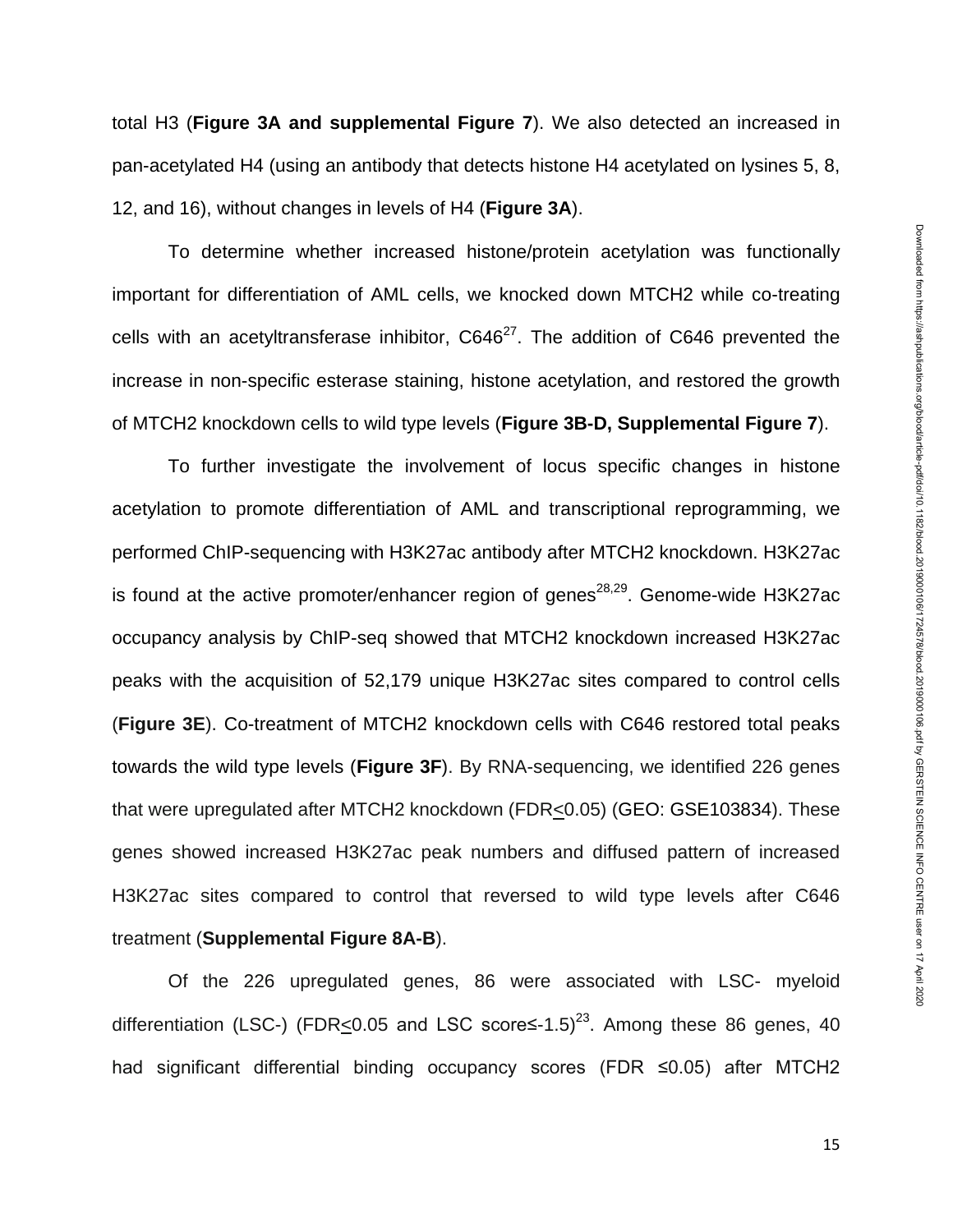total H3 (**Figure 3A and supplemental Figure 7**). We also detected an increased in pan-acetylated H4 (using an antibody that detects histone H4 acetylated on lysines 5, 8, 12, and 16), without changes in levels of H4 (**Figure 3A**).

To determine whether increased histone/protein acetylation was functionally important for differentiation of AML cells, we knocked down MTCH2 while co-treating cells with an acetyltransferase inhibitor, C646[27]. The addition of C646 prevented the increase in non-specific esterase staining, histone acetylation, and restored the growth of MTCH2 knockdown cells to wild type levels (**Figure 3B-D, Supplemental Figure 7**).

To further investigate the involvement of locus specific changes in histone acetylation to promote differentiation of AML and transcriptional reprogramming, we performed ChIP-sequencing with H3K27ac antibody after MTCH2 knockdown. H3K27ac is found at the active promoter/enhancer region of genes[28,29]. Genome-wide H3K27ac occupancy analysis by ChIP-seq showed that MTCH2 knockdown increased H3K27ac peaks with the acquisition of 52,179 unique H3K27ac sites compared to control cells (**Figure 3E**). Co-treatment of MTCH2 knockdown cells with C646 restored total peaks towards the wild type levels (**Figure 3F**). By RNA-sequencing, we identified 226 genes that were upregulated after MTCH2 knockdown (FDR$\leq$0.05) (GEO: GSE103834). These genes showed increased H3K27ac peak numbers and diffused pattern of increased H3K27ac sites compared to control that reversed to wild type levels after C646 treatment (**Supplemental Figure 8A-B**).

Of the 226 upregulated genes, 86 were associated with LSC- myeloid differentiation (LSC-) (FDR$\leq$0.05 and LSC score$\leq$-1.5)[23]. Among these 86 genes, 40 had significant differential binding occupancy scores (FDR $\leq$0.05) after MTCH2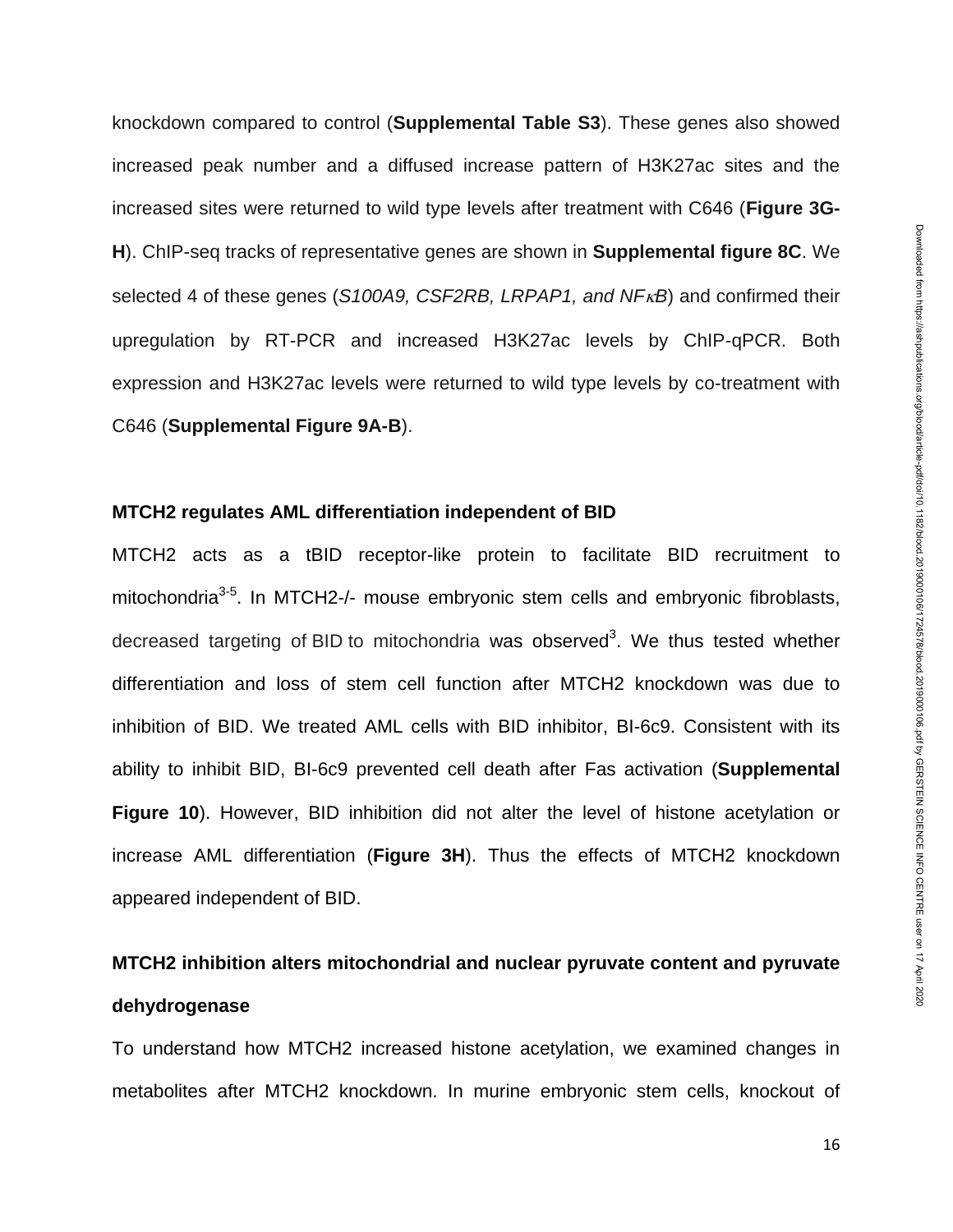knockdown compared to control (**Supplemental Table S3**). These genes also showed increased peak number and a diffused increase pattern of H3K27ac sites and the increased sites were returned to wild type levels after treatment with C646 (**Figure 3G-H**). ChIP-seq tracks of representative genes are shown in **Supplemental figure 8C**. We selected 4 of these genes (*S100A9, CSF2RB, LRPAP1, and NF$\kappa$B*) and confirmed their upregulation by RT-PCR and increased H3K27ac levels by ChIP-qPCR. Both expression and H3K27ac levels were returned to wild type levels by co-treatment with C646 (**Supplemental Figure 9A-B**).

**MTCH2 regulates AML differentiation independent of BID**

MTCH2 acts as a tBID receptor-like protein to facilitate BID recruitment to mitochondria[3-5]. In MTCH2-/- mouse embryonic stem cells and embryonic fibroblasts, decreased targeting of BID to mitochondria was observed[3]. We thus tested whether differentiation and loss of stem cell function after MTCH2 knockdown was due to inhibition of BID. We treated AML cells with BID inhibitor, BI-6c9. Consistent with its ability to inhibit BID, BI-6c9 prevented cell death after Fas activation (**Supplemental Figure 10**). However, BID inhibition did not alter the level of histone acetylation or increase AML differentiation (**Figure 3H**). Thus the effects of MTCH2 knockdown appeared independent of BID.

**MTCH2 inhibition alters mitochondrial and nuclear pyruvate content and pyruvate dehydrogenase**

To understand how MTCH2 increased histone acetylation, we examined changes in metabolites after MTCH2 knockdown. In murine embryonic stem cells, knockout of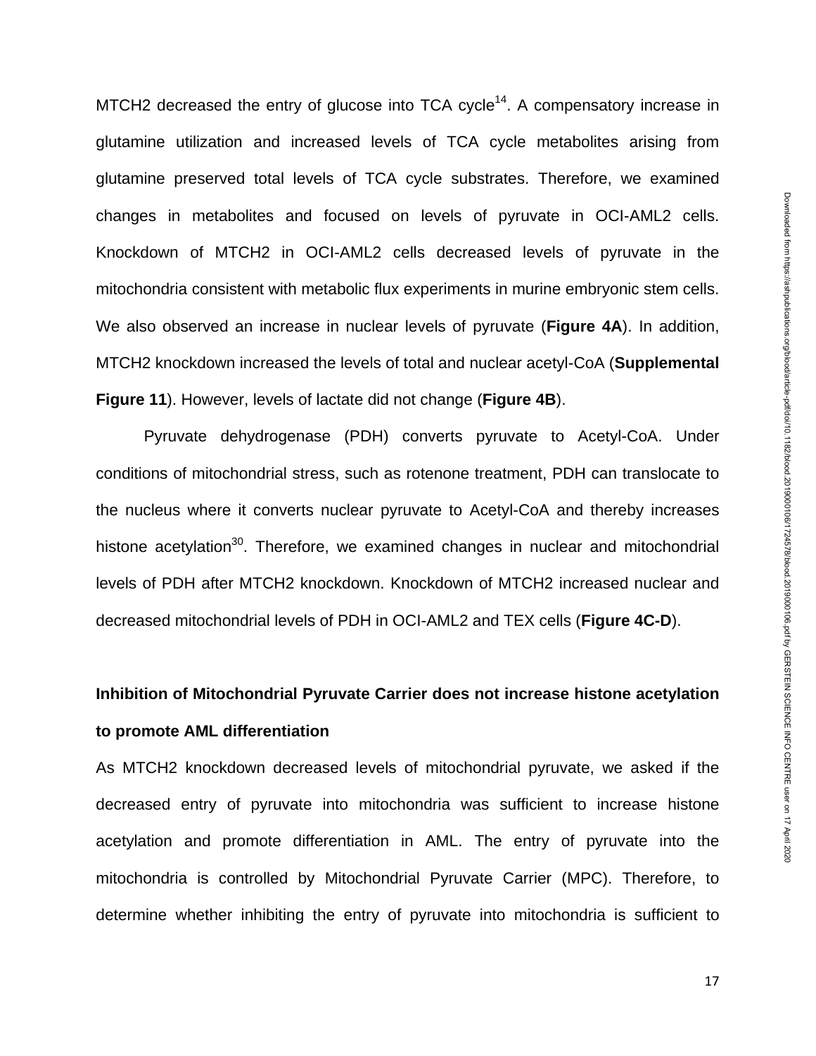MTCH2 decreased the entry of glucose into TCA cycle[14]. A compensatory increase in glutamine utilization and increased levels of TCA cycle metabolites arising from glutamine preserved total levels of TCA cycle substrates. Therefore, we examined changes in metabolites and focused on levels of pyruvate in OCI-AML2 cells. Knockdown of MTCH2 in OCI-AML2 cells decreased levels of pyruvate in the mitochondria consistent with metabolic flux experiments in murine embryonic stem cells. We also observed an increase in nuclear levels of pyruvate (**Figure 4A**). In addition, MTCH2 knockdown increased the levels of total and nuclear acetyl-CoA (**Supplemental Figure 11**). However, levels of lactate did not change (**Figure 4B**).

Pyruvate dehydrogenase (PDH) converts pyruvate to Acetyl-CoA. Under conditions of mitochondrial stress, such as rotenone treatment, PDH can translocate to the nucleus where it converts nuclear pyruvate to Acetyl-CoA and thereby increases histone acetylation[30]. Therefore, we examined changes in nuclear and mitochondrial levels of PDH after MTCH2 knockdown. Knockdown of MTCH2 increased nuclear and decreased mitochondrial levels of PDH in OCI-AML2 and TEX cells (**Figure 4C-D**).

### Inhibition of Mitochondrial Pyruvate Carrier does not increase histone acetylation to promote AML differentiation

As MTCH2 knockdown decreased levels of mitochondrial pyruvate, we asked if the decreased entry of pyruvate into mitochondria was sufficient to increase histone acetylation and promote differentiation in AML. The entry of pyruvate into the mitochondria is controlled by Mitochondrial Pyruvate Carrier (MPC). Therefore, to determine whether inhibiting the entry of pyruvate into mitochondria is sufficient to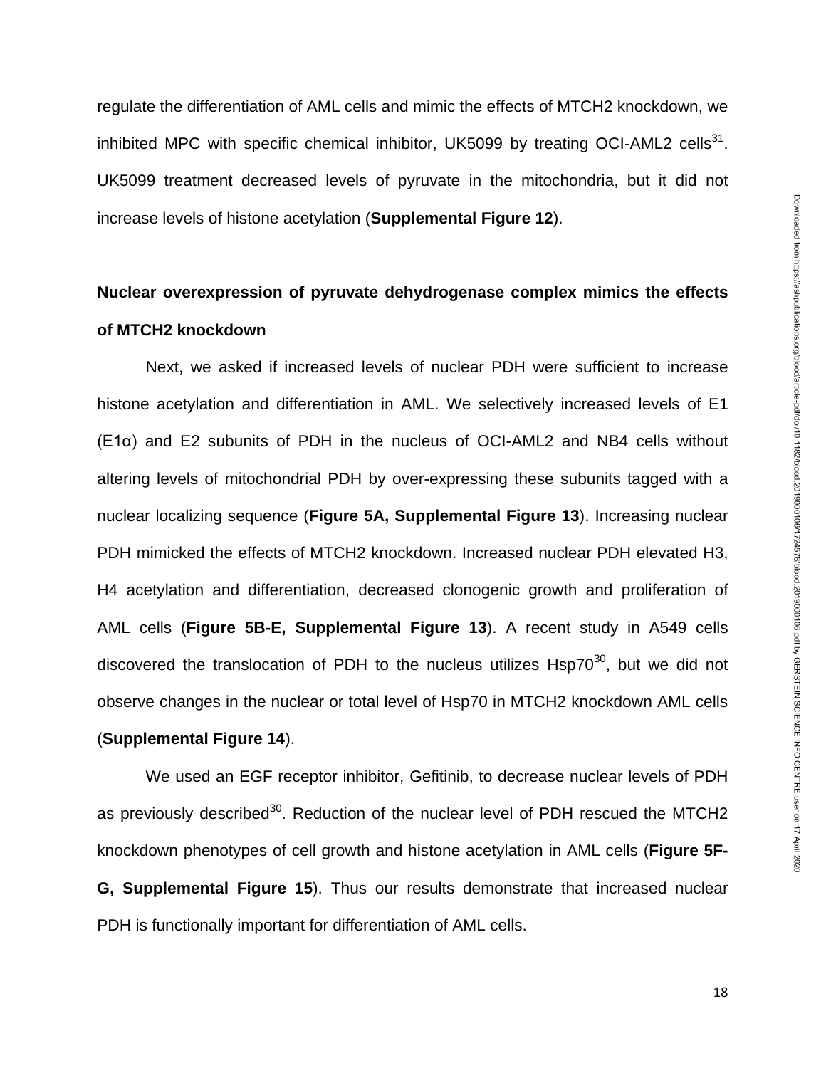regulate the differentiation of AML cells and mimic the effects of MTCH2 knockdown, we inhibited MPC with specific chemical inhibitor, UK5099 by treating OCI-AML2 cells[31]. UK5099 treatment decreased levels of pyruvate in the mitochondria, but it did not increase levels of histone acetylation (**Supplemental Figure 12**).

## Nuclear overexpression of pyruvate dehydrogenase complex mimics the effects of MTCH2 knockdown

Next, we asked if increased levels of nuclear PDH were sufficient to increase histone acetylation and differentiation in AML. We selectively increased levels of E1 (E1α) and E2 subunits of PDH in the nucleus of OCI-AML2 and NB4 cells without altering levels of mitochondrial PDH by over-expressing these subunits tagged with a nuclear localizing sequence (**Figure 5A, Supplemental Figure 13**). Increasing nuclear PDH mimicked the effects of MTCH2 knockdown. Increased nuclear PDH elevated H3, H4 acetylation and differentiation, decreased clonogenic growth and proliferation of AML cells (**Figure 5B-E, Supplemental Figure 13**). A recent study in A549 cells discovered the translocation of PDH to the nucleus utilizes Hsp70[30], but we did not observe changes in the nuclear or total level of Hsp70 in MTCH2 knockdown AML cells (**Supplemental Figure 14**).

We used an EGF receptor inhibitor, Gefitinib, to decrease nuclear levels of PDH as previously described[30]. Reduction of the nuclear level of PDH rescued the MTCH2 knockdown phenotypes of cell growth and histone acetylation in AML cells (**Figure 5F-G, Supplemental Figure 15**). Thus our results demonstrate that increased nuclear PDH is functionally important for differentiation of AML cells.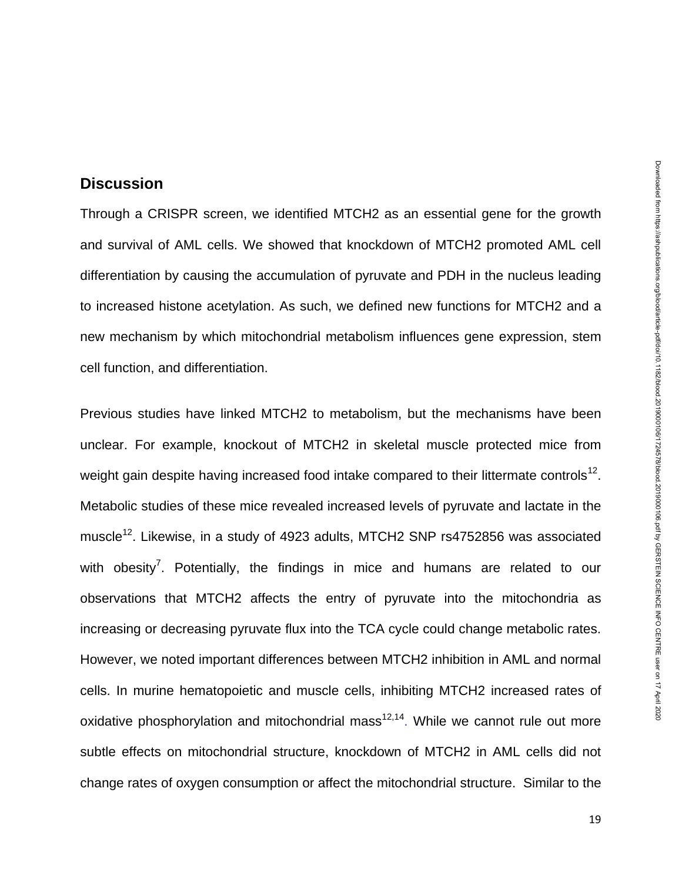## Discussion

Through a CRISPR screen, we identified MTCH2 as an essential gene for the growth and survival of AML cells. We showed that knockdown of MTCH2 promoted AML cell differentiation by causing the accumulation of pyruvate and PDH in the nucleus leading to increased histone acetylation. As such, we defined new functions for MTCH2 and a new mechanism by which mitochondrial metabolism influences gene expression, stem cell function, and differentiation.

Previous studies have linked MTCH2 to metabolism, but the mechanisms have been unclear. For example, knockout of MTCH2 in skeletal muscle protected mice from weight gain despite having increased food intake compared to their littermate controls[12]. Metabolic studies of these mice revealed increased levels of pyruvate and lactate in the muscle[12]. Likewise, in a study of 4923 adults, MTCH2 SNP rs4752856 was associated with obesity[7]. Potentially, the findings in mice and humans are related to our observations that MTCH2 affects the entry of pyruvate into the mitochondria as increasing or decreasing pyruvate flux into the TCA cycle could change metabolic rates. However, we noted important differences between MTCH2 inhibition in AML and normal cells. In murine hematopoietic and muscle cells, inhibiting MTCH2 increased rates of oxidative phosphorylation and mitochondrial mass[12,14]. While we cannot rule out more subtle effects on mitochondrial structure, knockdown of MTCH2 in AML cells did not change rates of oxygen consumption or affect the mitochondrial structure. Similar to the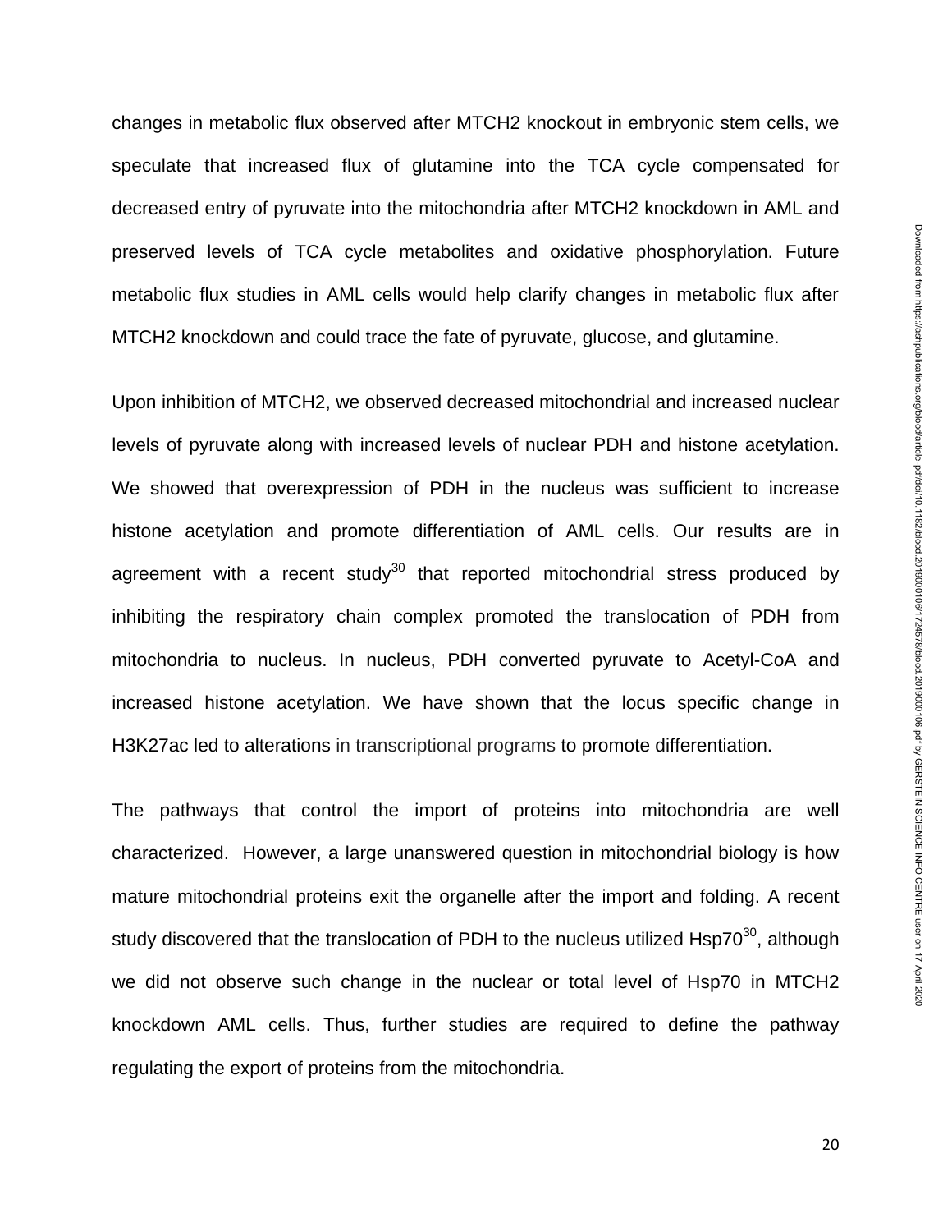changes in metabolic flux observed after MTCH2 knockout in embryonic stem cells, we speculate that increased flux of glutamine into the TCA cycle compensated for decreased entry of pyruvate into the mitochondria after MTCH2 knockdown in AML and preserved levels of TCA cycle metabolites and oxidative phosphorylation. Future metabolic flux studies in AML cells would help clarify changes in metabolic flux after MTCH2 knockdown and could trace the fate of pyruvate, glucose, and glutamine.

Upon inhibition of MTCH2, we observed decreased mitochondrial and increased nuclear levels of pyruvate along with increased levels of nuclear PDH and histone acetylation. We showed that overexpression of PDH in the nucleus was sufficient to increase histone acetylation and promote differentiation of AML cells. Our results are in agreement with a recent study[30] that reported mitochondrial stress produced by inhibiting the respiratory chain complex promoted the translocation of PDH from mitochondria to nucleus. In nucleus, PDH converted pyruvate to Acetyl-CoA and increased histone acetylation. We have shown that the locus specific change in H3K27ac led to alterations in transcriptional programs to promote differentiation.

The pathways that control the import of proteins into mitochondria are well characterized. However, a large unanswered question in mitochondrial biology is how mature mitochondrial proteins exit the organelle after the import and folding. A recent study discovered that the translocation of PDH to the nucleus utilized Hsp70[30], although we did not observe such change in the nuclear or total level of Hsp70 in MTCH2 knockdown AML cells. Thus, further studies are required to define the pathway regulating the export of proteins from the mitochondria.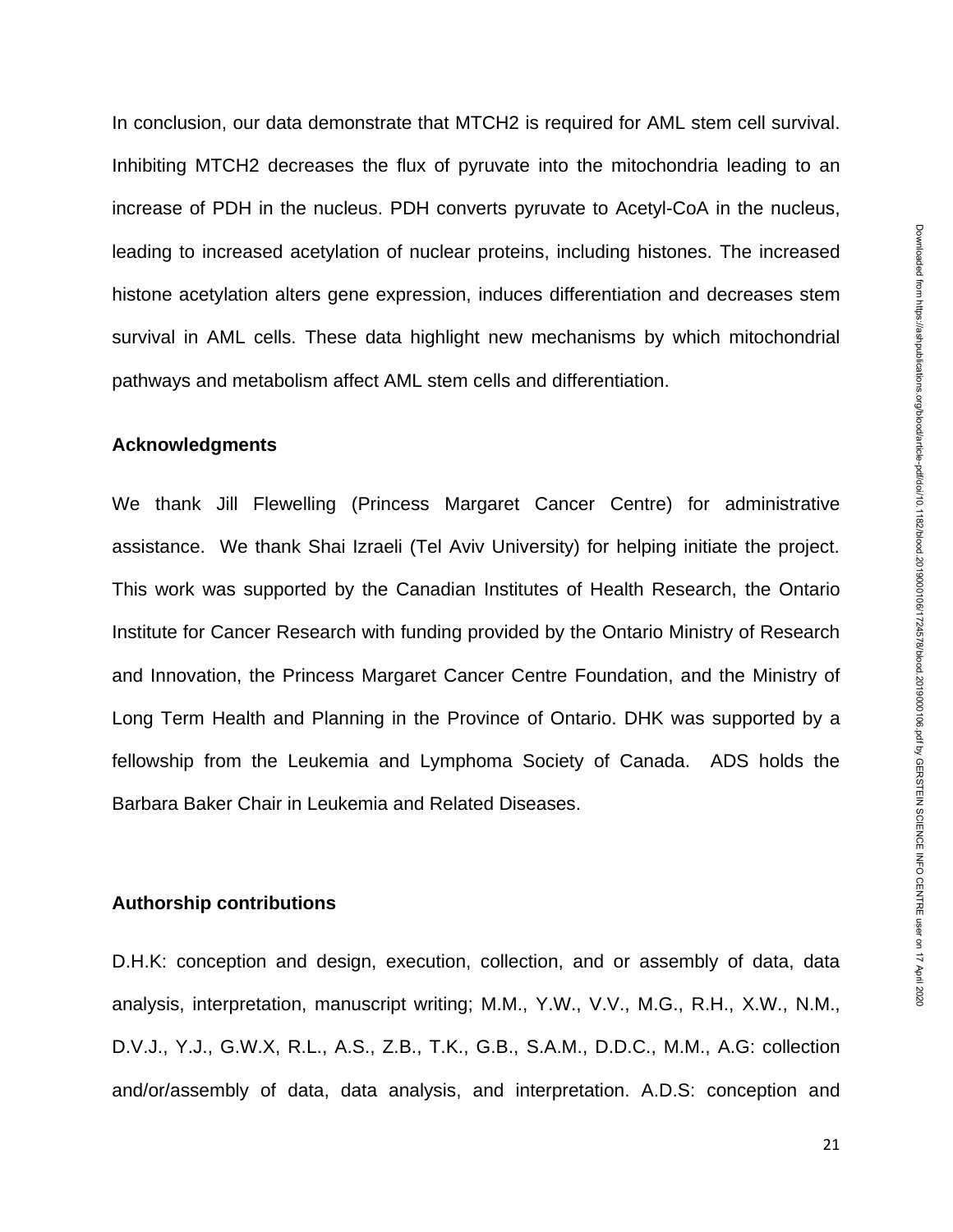In conclusion, our data demonstrate that MTCH2 is required for AML stem cell survival. Inhibiting MTCH2 decreases the flux of pyruvate into the mitochondria leading to an increase of PDH in the nucleus. PDH converts pyruvate to Acetyl-CoA in the nucleus, leading to increased acetylation of nuclear proteins, including histones. The increased histone acetylation alters gene expression, induces differentiation and decreases stem survival in AML cells. These data highlight new mechanisms by which mitochondrial pathways and metabolism affect AML stem cells and differentiation.

### Acknowledgments

We thank Jill Flewelling (Princess Margaret Cancer Centre) for administrative assistance. We thank Shai Izraeli (Tel Aviv University) for helping initiate the project. This work was supported by the Canadian Institutes of Health Research, the Ontario Institute for Cancer Research with funding provided by the Ontario Ministry of Research and Innovation, the Princess Margaret Cancer Centre Foundation, and the Ministry of Long Term Health and Planning in the Province of Ontario. DHK was supported by a fellowship from the Leukemia and Lymphoma Society of Canada. ADS holds the Barbara Baker Chair in Leukemia and Related Diseases.

### Authorship contributions

D.H.K: conception and design, execution, collection, and or assembly of data, data analysis, interpretation, manuscript writing; M.M., Y.W., V.V., M.G., R.H., X.W., N.M., D.V.J., Y.J., G.W.X, R.L., A.S., Z.B., T.K., G.B., S.A.M., D.D.C., M.M., A.G: collection and/or/assembly of data, data analysis, and interpretation. A.D.S: conception and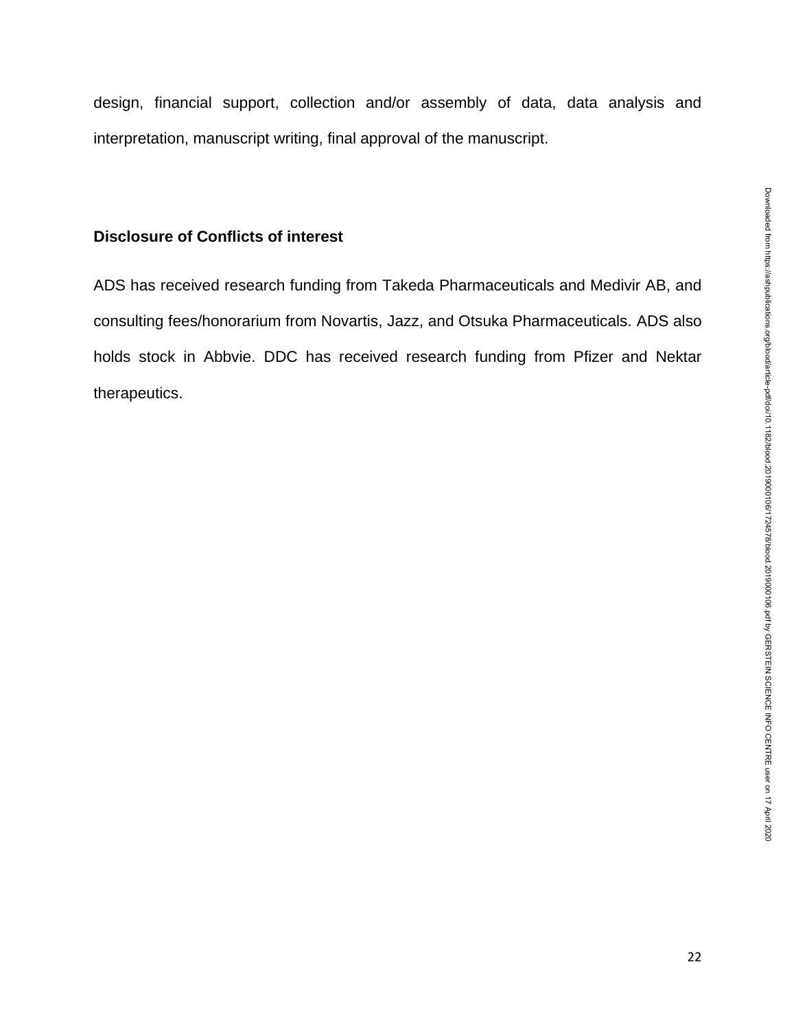design, financial support, collection and/or assembly of data, data analysis and interpretation, manuscript writing, final approval of the manuscript.

## Disclosure of Conflicts of interest

ADS has received research funding from Takeda Pharmaceuticals and Medivir AB, and consulting fees/honorarium from Novartis, Jazz, and Otsuka Pharmaceuticals. ADS also holds stock in Abbvie. DDC has received research funding from Pfizer and Nektar therapeutics.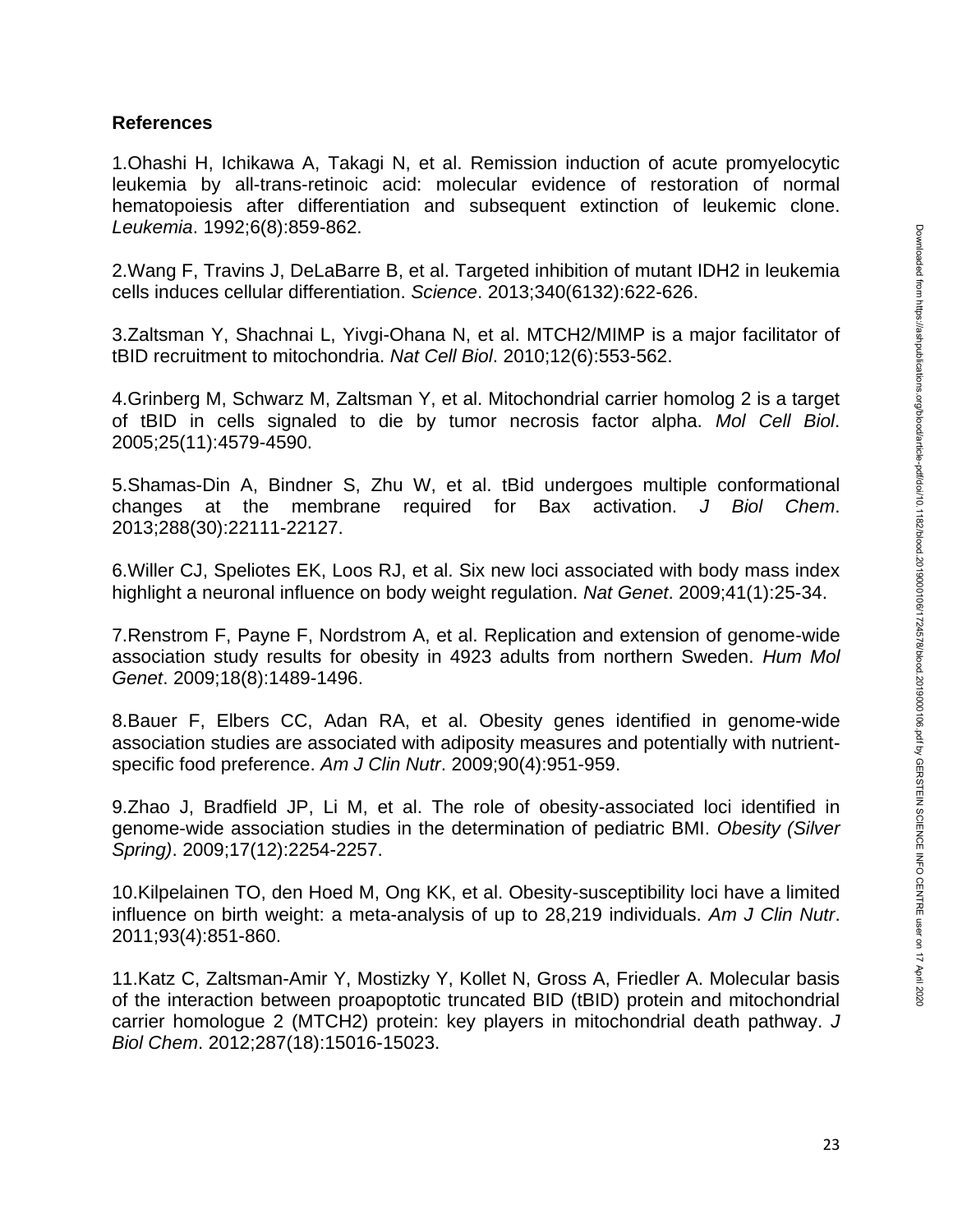**References**

1.Ohashi H, Ichikawa A, Takagi N, et al. Remission induction of acute promyelocytic leukemia by all-trans-retinoic acid: molecular evidence of restoration of normal hematopoiesis after differentiation and subsequent extinction of leukemic clone. *Leukemia*. 1992;6(8):859-862.

2.Wang F, Travins J, DeLaBarre B, et al. Targeted inhibition of mutant IDH2 in leukemia cells induces cellular differentiation. *Science*. 2013;340(6132):622-626.

3.Zaltsman Y, Shachnai L, Yivgi-Ohana N, et al. MTCH2/MIMP is a major facilitator of tBID recruitment to mitochondria. *Nat Cell Biol*. 2010;12(6):553-562.

4.Grinberg M, Schwarz M, Zaltsman Y, et al. Mitochondrial carrier homolog 2 is a target of tBID in cells signaled to die by tumor necrosis factor alpha. *Mol Cell Biol*. 2005;25(11):4579-4590.

5.Shamas-Din A, Bindner S, Zhu W, et al. tBid undergoes multiple conformational changes at the membrane required for Bax activation. *J Biol Chem*. 2013;288(30):22111-22127.

6.Willer CJ, Speliotes EK, Loos RJ, et al. Six new loci associated with body mass index highlight a neuronal influence on body weight regulation. *Nat Genet*. 2009;41(1):25-34.

7.Renstrom F, Payne F, Nordstrom A, et al. Replication and extension of genome-wide association study results for obesity in 4923 adults from northern Sweden. *Hum Mol Genet*. 2009;18(8):1489-1496.

8.Bauer F, Elbers CC, Adan RA, et al. Obesity genes identified in genome-wide association studies are associated with adiposity measures and potentially with nutrient-specific food preference. *Am J Clin Nutr*. 2009;90(4):951-959.

9.Zhao J, Bradfield JP, Li M, et al. The role of obesity-associated loci identified in genome-wide association studies in the determination of pediatric BMI. *Obesity (Silver Spring)*. 2009;17(12):2254-2257.

10.Kilpelainen TO, den Hoed M, Ong KK, et al. Obesity-susceptibility loci have a limited influence on birth weight: a meta-analysis of up to 28,219 individuals. *Am J Clin Nutr*. 2011;93(4):851-860.

11.Katz C, Zaltsman-Amir Y, Mostizky Y, Kollet N, Gross A, Friedler A. Molecular basis of the interaction between proapoptotic truncated BID (tBID) protein and mitochondrial carrier homologue 2 (MTCH2) protein: key players in mitochondrial death pathway. *J Biol Chem*. 2012;287(18):15016-15023.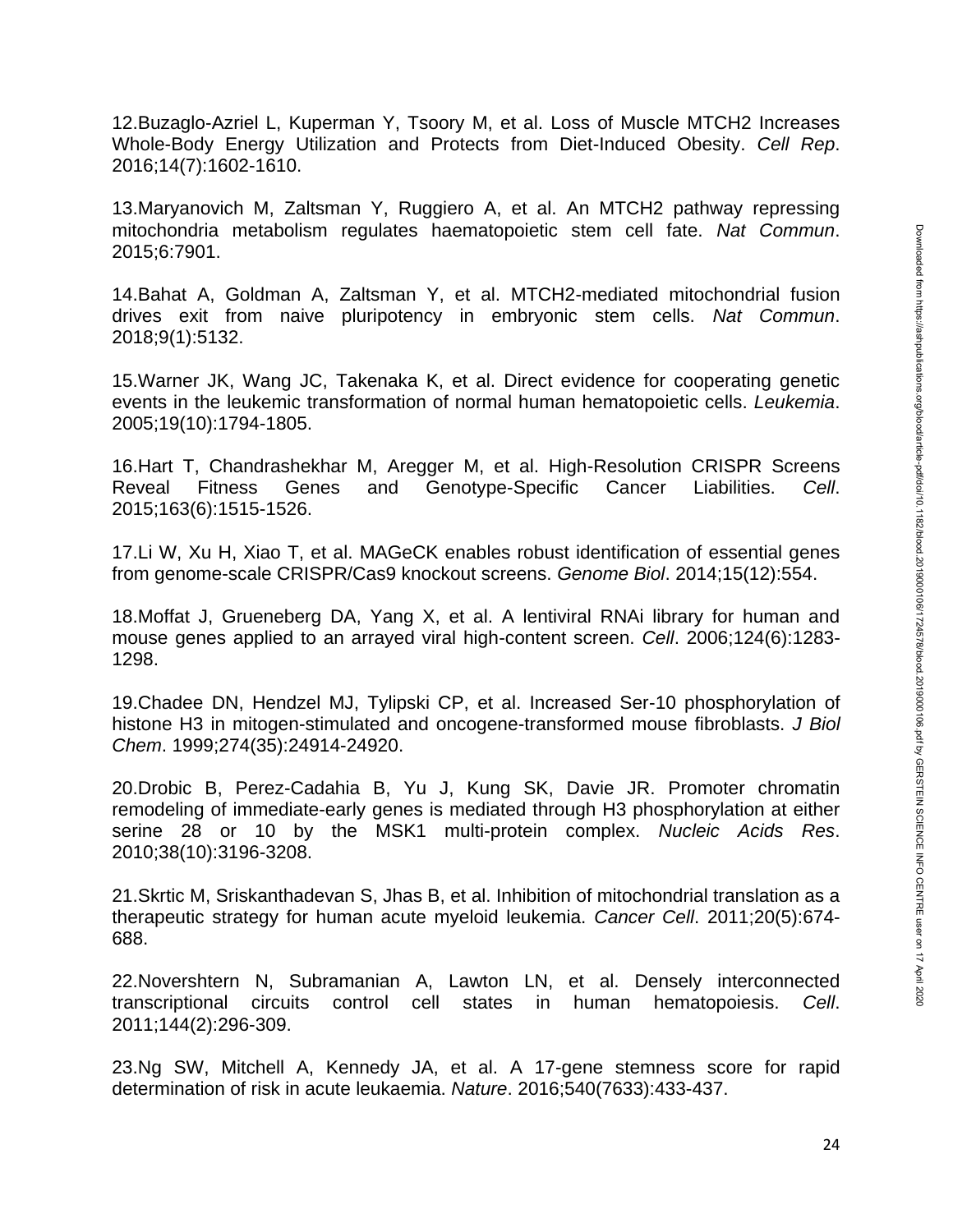12.Buzaglo-Azriel L, Kuperman Y, Tsoory M, et al. Loss of Muscle MTCH2 Increases Whole-Body Energy Utilization and Protects from Diet-Induced Obesity. *Cell Rep*. 2016;14(7):1602-1610.

13.Maryanovich M, Zaltsman Y, Ruggiero A, et al. An MTCH2 pathway repressing mitochondria metabolism regulates haematopoietic stem cell fate. *Nat Commun*. 2015;6:7901.

14.Bahat A, Goldman A, Zaltsman Y, et al. MTCH2-mediated mitochondrial fusion drives exit from naive pluripotency in embryonic stem cells. *Nat Commun*. 2018;9(1):5132.

15.Warner JK, Wang JC, Takenaka K, et al. Direct evidence for cooperating genetic events in the leukemic transformation of normal human hematopoietic cells. *Leukemia*. 2005;19(10):1794-1805.

16.Hart T, Chandrashekhar M, Aregger M, et al. High-Resolution CRISPR Screens Reveal Fitness Genes and Genotype-Specific Cancer Liabilities. *Cell*. 2015;163(6):1515-1526.

17.Li W, Xu H, Xiao T, et al. MAGeCK enables robust identification of essential genes from genome-scale CRISPR/Cas9 knockout screens. *Genome Biol*. 2014;15(12):554.

18.Moffat J, Grueneberg DA, Yang X, et al. A lentiviral RNAi library for human and mouse genes applied to an arrayed viral high-content screen. *Cell*. 2006;124(6):1283-1298.

19.Chadee DN, Hendzel MJ, Tylipski CP, et al. Increased Ser-10 phosphorylation of histone H3 in mitogen-stimulated and oncogene-transformed mouse fibroblasts. *J Biol Chem*. 1999;274(35):24914-24920.

20.Drobic B, Perez-Cadahia B, Yu J, Kung SK, Davie JR. Promoter chromatin remodeling of immediate-early genes is mediated through H3 phosphorylation at either serine 28 or 10 by the MSK1 multi-protein complex. *Nucleic Acids Res*. 2010;38(10):3196-3208.

21.Skrtic M, Sriskanthadevan S, Jhas B, et al. Inhibition of mitochondrial translation as a therapeutic strategy for human acute myeloid leukemia. *Cancer Cell*. 2011;20(5):674-688.

22.Novershtern N, Subramanian A, Lawton LN, et al. Densely interconnected transcriptional circuits control cell states in human hematopoiesis. *Cell*. 2011;144(2):296-309.

23.Ng SW, Mitchell A, Kennedy JA, et al. A 17-gene stemness score for rapid determination of risk in acute leukaemia. *Nature*. 2016;540(7633):433-437.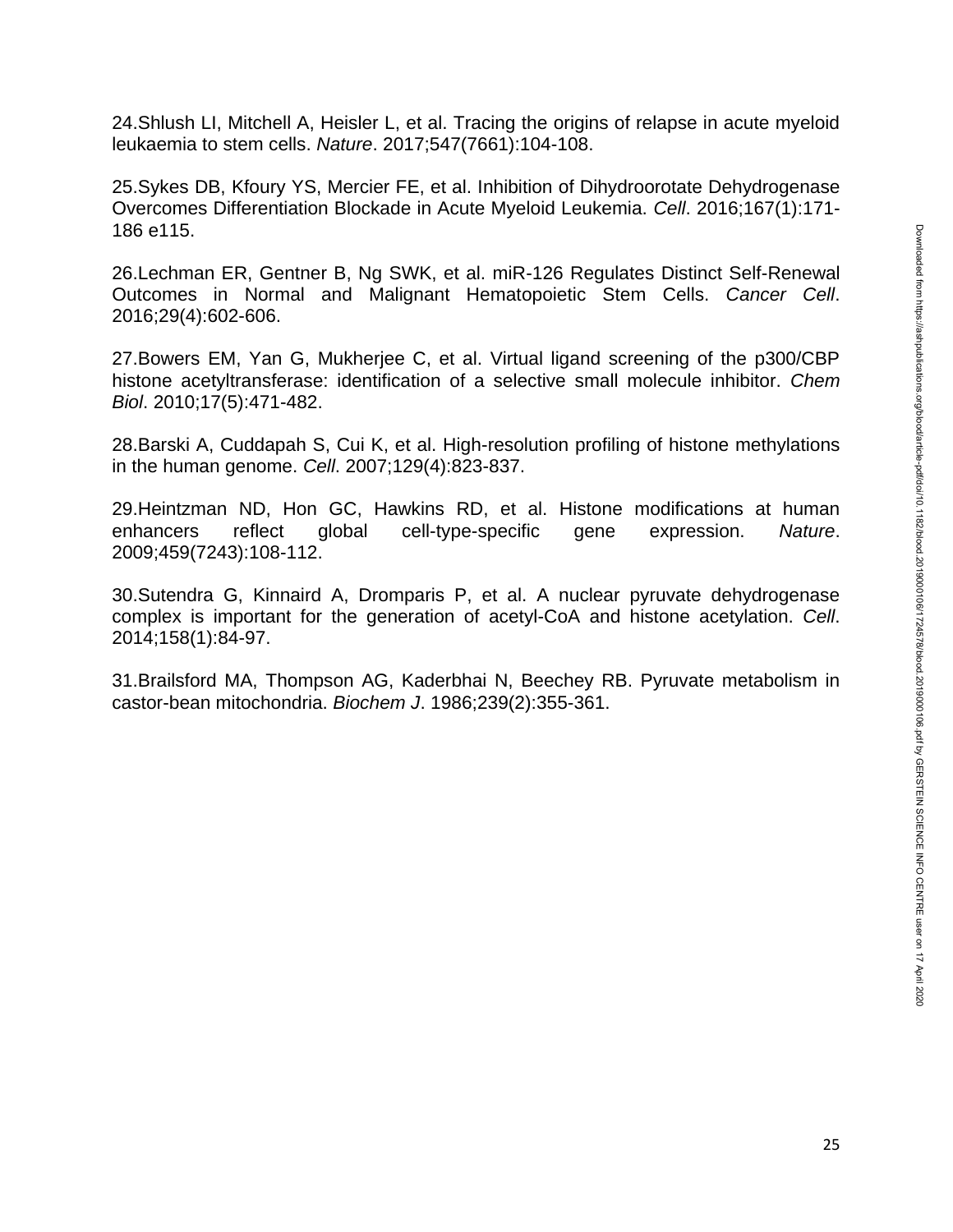24.Shlush LI, Mitchell A, Heisler L, et al. Tracing the origins of relapse in acute myeloid leukaemia to stem cells. *Nature*. 2017;547(7661):104-108.

25.Sykes DB, Kfoury YS, Mercier FE, et al. Inhibition of Dihydroorotate Dehydrogenase Overcomes Differentiation Blockade in Acute Myeloid Leukemia. *Cell*. 2016;167(1):171-186 e115.

26.Lechman ER, Gentner B, Ng SWK, et al. miR-126 Regulates Distinct Self-Renewal Outcomes in Normal and Malignant Hematopoietic Stem Cells. *Cancer Cell*. 2016;29(4):602-606.

27.Bowers EM, Yan G, Mukherjee C, et al. Virtual ligand screening of the p300/CBP histone acetyltransferase: identification of a selective small molecule inhibitor. *Chem Biol*. 2010;17(5):471-482.

28.Barski A, Cuddapah S, Cui K, et al. High-resolution profiling of histone methylations in the human genome. *Cell*. 2007;129(4):823-837.

29.Heintzman ND, Hon GC, Hawkins RD, et al. Histone modifications at human enhancers reflect global cell-type-specific gene expression. *Nature*. 2009;459(7243):108-112.

30.Sutendra G, Kinnaird A, Dromparis P, et al. A nuclear pyruvate dehydrogenase complex is important for the generation of acetyl-CoA and histone acetylation. *Cell*. 2014;158(1):84-97.

31.Brailsford MA, Thompson AG, Kaderbhai N, Beechey RB. Pyruvate metabolism in castor-bean mitochondria. *Biochem J*. 1986;239(2):355-361.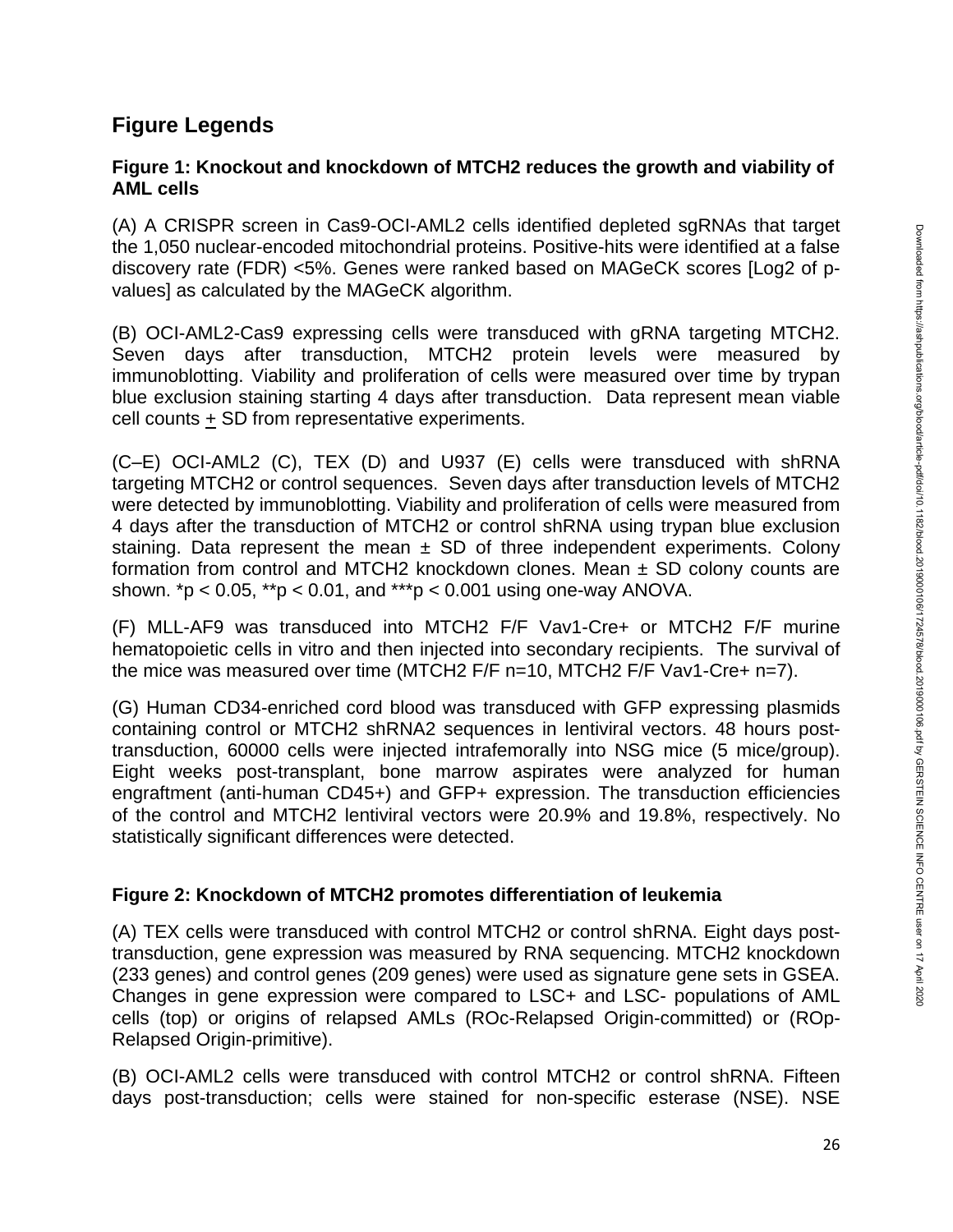## Figure Legends

### Figure 1: Knockout and knockdown of MTCH2 reduces the growth and viability of AML cells

(A) A CRISPR screen in Cas9-OCI-AML2 cells identified depleted sgRNAs that target the 1,050 nuclear-encoded mitochondrial proteins. Positive-hits were identified at a false discovery rate (FDR) <5%. Genes were ranked based on MAGeCK scores [Log2 of p-values] as calculated by the MAGeCK algorithm.

(B) OCI-AML2-Cas9 expressing cells were transduced with gRNA targeting MTCH2. Seven days after transduction, MTCH2 protein levels were measured by immunoblotting. Viability and proliferation of cells were measured over time by trypan blue exclusion staining starting 4 days after transduction. Data represent mean viable cell counts ± SD from representative experiments.

(C–E) OCI-AML2 (C), TEX (D) and U937 (E) cells were transduced with shRNA targeting MTCH2 or control sequences. Seven days after transduction levels of MTCH2 were detected by immunoblotting. Viability and proliferation of cells were measured from 4 days after the transduction of MTCH2 or control shRNA using trypan blue exclusion staining. Data represent the mean ± SD of three independent experiments. Colony formation from control and MTCH2 knockdown clones. Mean ± SD colony counts are shown. $^*p < 0.05$, $^{**}p < 0.01$, and $^{***}p < 0.001$ using one-way ANOVA.

(F) MLL-AF9 was transduced into MTCH2 F/F Vav1-Cre+ or MTCH2 F/F murine hematopoietic cells in vitro and then injected into secondary recipients. The survival of the mice was measured over time (MTCH2 F/F n=10, MTCH2 F/F Vav1-Cre+ n=7).

(G) Human CD34-enriched cord blood was transduced with GFP expressing plasmids containing control or MTCH2 shRNA2 sequences in lentiviral vectors. 48 hours post-transduction, 60000 cells were injected intrafemorally into NSG mice (5 mice/group). Eight weeks post-transplant, bone marrow aspirates were analyzed for human engraftment (anti-human CD45+) and GFP+ expression. The transduction efficiencies of the control and MTCH2 lentiviral vectors were 20.9% and 19.8%, respectively. No statistically significant differences were detected.

### Figure 2: Knockdown of MTCH2 promotes differentiation of leukemia

(A) TEX cells were transduced with control MTCH2 or control shRNA. Eight days post-transduction, gene expression was measured by RNA sequencing. MTCH2 knockdown (233 genes) and control genes (209 genes) were used as signature gene sets in GSEA. Changes in gene expression were compared to LSC+ and LSC- populations of AML cells (top) or origins of relapsed AMLs (ROc-Relapsed Origin-committed) or (ROp-Relapsed Origin-primitive).

(B) OCI-AML2 cells were transduced with control MTCH2 or control shRNA. Fifteen days post-transduction; cells were stained for non-specific esterase (NSE). NSE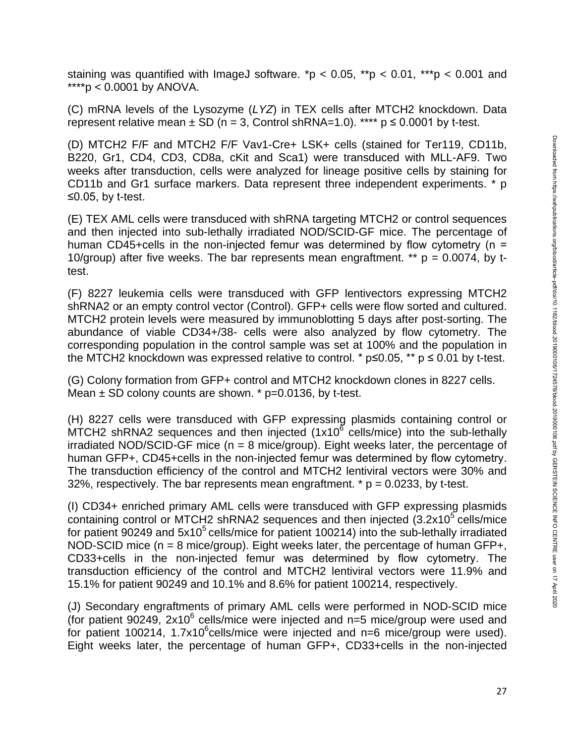staining was quantified with ImageJ software. *$p < 0.05$, **$p < 0.01$, ***$p < 0.001$ and ****$p < 0.0001$ by ANOVA.

(C) mRNA levels of the Lysozyme (*LYZ*) in TEX cells after MTCH2 knockdown. Data represent relative mean ± SD (n = 3, Control shRNA=1.0). **** $p \leq 0.0001$ by t-test.

(D) MTCH2 F/F and MTCH2 F/F Vav1-Cre+ LSK+ cells (stained for Ter119, CD11b, B220, Gr1, CD4, CD3, CD8a, cKit and Sca1) were transduced with MLL-AF9. Two weeks after transduction, cells were analyzed for lineage positive cells by staining for CD11b and Gr1 surface markers. Data represent three independent experiments. * $p \leq 0.05$, by t-test.

(E) TEX AML cells were transduced with shRNA targeting MTCH2 or control sequences and then injected into sub-lethally irradiated NOD/SCID-GF mice. The percentage of human CD45+cells in the non-injected femur was determined by flow cytometry (n = 10/group) after five weeks. The bar represents mean engraftment. ** $p = 0.0074$, by t-test.

(F) 8227 leukemia cells were transduced with GFP lentivectors expressing MTCH2 shRNA2 or an empty control vector (Control). GFP+ cells were flow sorted and cultured. MTCH2 protein levels were measured by immunoblotting 5 days after post-sorting. The abundance of viable CD34+/38- cells were also analyzed by flow cytometry. The corresponding population in the control sample was set at 100% and the population in the MTCH2 knockdown was expressed relative to control. * $p \leq 0.05$, ** $p \leq 0.01$ by t-test.

(G) Colony formation from GFP+ control and MTCH2 knockdown clones in 8227 cells. Mean ± SD colony counts are shown. * $p=0.0136$, by t-test.

(H) 8227 cells were transduced with GFP expressing plasmids containing control or MTCH2 shRNA2 sequences and then injected ($1 \times 10^6$ cells/mice) into the sub-lethally irradiated NOD/SCID-GF mice (n = 8 mice/group). Eight weeks later, the percentage of human GFP+, CD45+cells in the non-injected femur was determined by flow cytometry. The transduction efficiency of the control and MTCH2 lentiviral vectors were 30% and 32%, respectively. The bar represents mean engraftment. * $p = 0.0233$, by t-test.

(I) CD34+ enriched primary AML cells were transduced with GFP expressing plasmids containing control or MTCH2 shRNA2 sequences and then injected ($3.2 \times 10^5$ cells/mice for patient 90249 and $5 \times 10^5$ cells/mice for patient 100214) into the sub-lethally irradiated NOD-SCID mice (n = 8 mice/group). Eight weeks later, the percentage of human GFP+, CD33+cells in the non-injected femur was determined by flow cytometry. The transduction efficiency of the control and MTCH2 lentiviral vectors were 11.9% and 15.1% for patient 90249 and 10.1% and 8.6% for patient 100214, respectively.

(J) Secondary engraftments of primary AML cells were performed in NOD-SCID mice (for patient 90249, $2 \times 10^6$ cells/mice were injected and n=5 mice/group were used and for patient 100214, $1.7 \times 10^6$ cells/mice were injected and n=6 mice/group were used). Eight weeks later, the percentage of human GFP+, CD33+cells in the non-injected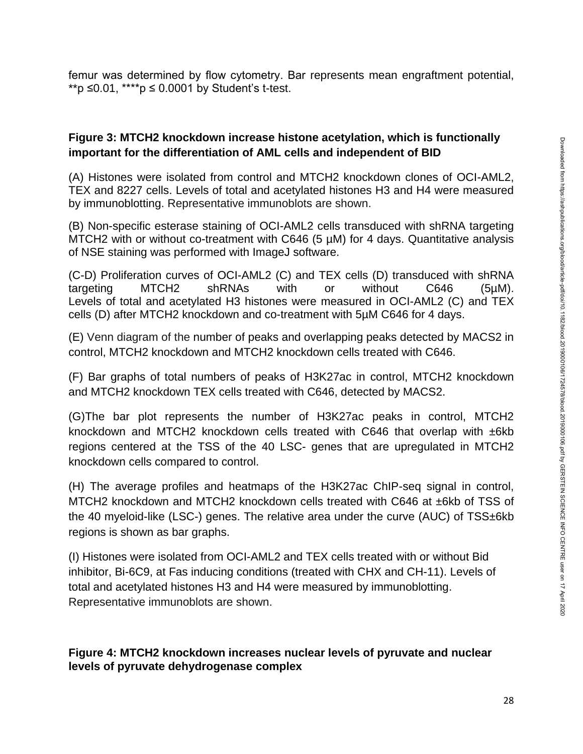femur was determined by flow cytometry. Bar represents mean engraftment potential, **p ≤0.01, ****p ≤ 0.0001 by Student's t-test.

**Figure 3: MTCH2 knockdown increase histone acetylation, which is functionally important for the differentiation of AML cells and independent of BID**

(A) Histones were isolated from control and MTCH2 knockdown clones of OCI-AML2, TEX and 8227 cells. Levels of total and acetylated histones H3 and H4 were measured by immunoblotting. Representative immunoblots are shown.

(B) Non-specific esterase staining of OCI-AML2 cells transduced with shRNA targeting MTCH2 with or without co-treatment with C646 (5 µM) for 4 days. Quantitative analysis of NSE staining was performed with ImageJ software.

(C-D) Proliferation curves of OCI-AML2 (C) and TEX cells (D) transduced with shRNA targeting MTCH2 shRNAs with or without C646 (5µM). Levels of total and acetylated H3 histones were measured in OCI-AML2 (C) and TEX cells (D) after MTCH2 knockdown and co-treatment with 5µM C646 for 4 days.

(E) Venn diagram of the number of peaks and overlapping peaks detected by MACS2 in control, MTCH2 knockdown and MTCH2 knockdown cells treated with C646.

(F) Bar graphs of total numbers of peaks of H3K27ac in control, MTCH2 knockdown and MTCH2 knockdown TEX cells treated with C646, detected by MACS2.

(G)The bar plot represents the number of H3K27ac peaks in control, MTCH2 knockdown and MTCH2 knockdown cells treated with C646 that overlap with ±6kb regions centered at the TSS of the 40 LSC- genes that are upregulated in MTCH2 knockdown cells compared to control.

(H) The average profiles and heatmaps of the H3K27ac ChIP-seq signal in control, MTCH2 knockdown and MTCH2 knockdown cells treated with C646 at ±6kb of TSS of the 40 myeloid-like (LSC-) genes. The relative area under the curve (AUC) of TSS±6kb regions is shown as bar graphs.

(I) Histones were isolated from OCI-AML2 and TEX cells treated with or without Bid inhibitor, Bi-6C9, at Fas inducing conditions (treated with CHX and CH-11). Levels of total and acetylated histones H3 and H4 were measured by immunoblotting. Representative immunoblots are shown.

**Figure 4: MTCH2 knockdown increases nuclear levels of pyruvate and nuclear levels of pyruvate dehydrogenase complex**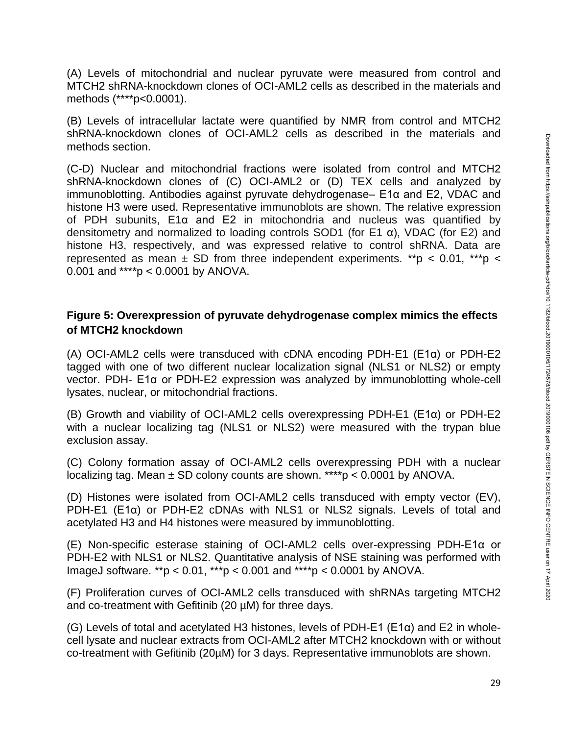(A) Levels of mitochondrial and nuclear pyruvate were measured from control and MTCH2 shRNA-knockdown clones of OCI-AML2 cells as described in the materials and methods (****$p<0.0001$).

(B) Levels of intracellular lactate were quantified by NMR from control and MTCH2 shRNA-knockdown clones of OCI-AML2 cells as described in the materials and methods section.

(C-D) Nuclear and mitochondrial fractions were isolated from control and MTCH2 shRNA-knockdown clones of (C) OCI-AML2 or (D) TEX cells and analyzed by immunoblotting. Antibodies against pyruvate dehydrogenase– E1α and E2, VDAC and histone H3 were used. Representative immunoblots are shown. The relative expression of PDH subunits, E1α and E2 in mitochondria and nucleus was quantified by densitometry and normalized to loading controls SOD1 (for E1 α), VDAC (for E2) and histone H3, respectively, and was expressed relative to control shRNA. Data are represented as mean ± SD from three independent experiments. **$p < 0.01$, ***$p < 0.001$ and ****$p < 0.0001$ by ANOVA.

**Figure 5: Overexpression of pyruvate dehydrogenase complex mimics the effects of MTCH2 knockdown**

(A) OCI-AML2 cells were transduced with cDNA encoding PDH-E1 (E1α) or PDH-E2 tagged with one of two different nuclear localization signal (NLS1 or NLS2) or empty vector. PDH- E1α or PDH-E2 expression was analyzed by immunoblotting whole-cell lysates, nuclear, or mitochondrial fractions.

(B) Growth and viability of OCI-AML2 cells overexpressing PDH-E1 (E1α) or PDH-E2 with a nuclear localizing tag (NLS1 or NLS2) were measured with the trypan blue exclusion assay.

(C) Colony formation assay of OCI-AML2 cells overexpressing PDH with a nuclear localizing tag. Mean ± SD colony counts are shown. ****$p < 0.0001$ by ANOVA.

(D) Histones were isolated from OCI-AML2 cells transduced with empty vector (EV), PDH-E1 (E1α) or PDH-E2 cDNAs with NLS1 or NLS2 signals. Levels of total and acetylated H3 and H4 histones were measured by immunoblotting.

(E) Non-specific esterase staining of OCI-AML2 cells over-expressing PDH-E1α or PDH-E2 with NLS1 or NLS2. Quantitative analysis of NSE staining was performed with ImageJ software. **$p < 0.01$, ***$p < 0.001$ and ****$p < 0.0001$ by ANOVA.

(F) Proliferation curves of OCI-AML2 cells transduced with shRNAs targeting MTCH2 and co-treatment with Gefitinib (20 µM) for three days.

(G) Levels of total and acetylated H3 histones, levels of PDH-E1 (E1α) and E2 in whole-cell lysate and nuclear extracts from OCI-AML2 after MTCH2 knockdown with or without co-treatment with Gefitinib (20µM) for 3 days. Representative immunoblots are shown.